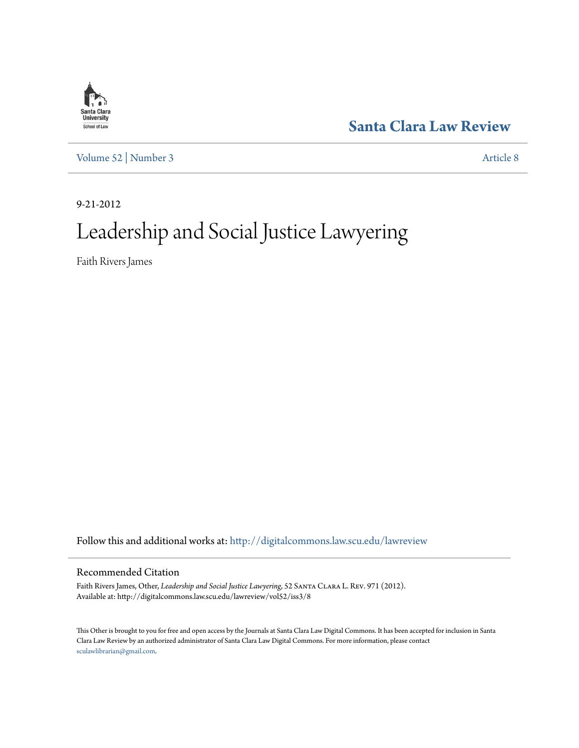Santa Clara University
School of Law

# Santa Clara Law Review

Volume 52 | Number 3 Article 8

9-21-2012

# Leadership and Social Justice Lawyering

Faith Rivers James

Follow this and additional works at: http://digitalcommons.law.scu.edu/lawreview

## Recommended Citation

Faith Rivers James, Other, *Leadership and Social Justice Lawyering*, 52 Santa Clara L. Rev. 971 (2012).
Available at: http://digitalcommons.law.scu.edu/lawreview/vol52/iss3/8

This Other is brought to you for free and open access by the Journals at Santa Clara Law Digital Commons. It has been accepted for inclusion in Santa Clara Law Review by an authorized administrator of Santa Clara Law Digital Commons. For more information, please contact sculawlibrarian@gmail.com.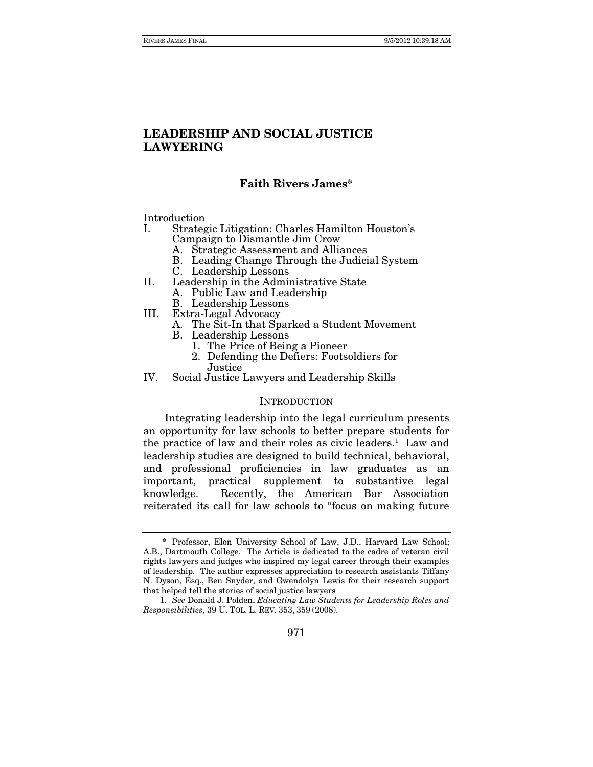# LEADERSHIP AND SOCIAL JUSTICE LAWYERING

**Faith Rivers James***

Introduction

I. Strategic Litigation: Charles Hamilton Houston's Campaign to Dismantle Jim Crow
   A. Strategic Assessment and Alliances
   B. Leading Change Through the Judicial System
   C. Leadership Lessons

II. Leadership in the Administrative State
   A. Public Law and Leadership
   B. Leadership Lessons

III. Extra-Legal Advocacy
   A. The Sit-In that Sparked a Student Movement
   B. Leadership Lessons
      1. The Price of Being a Pioneer
      2. Defending the Defiers: Footsoldiers for Justice

IV. Social Justice Lawyers and Leadership Skills

## INTRODUCTION

Integrating leadership into the legal curriculum presents an opportunity for law schools to better prepare students for the practice of law and their roles as civic leaders.[1] Law and leadership studies are designed to build technical, behavioral, and professional proficiencies in law graduates as an important, practical supplement to substantive legal knowledge. Recently, the American Bar Association reiterated its call for law schools to "focus on making future

---

\* Professor, Elon University School of Law, J.D., Harvard Law School; A.B., Dartmouth College. The Article is dedicated to the cadre of veteran civil rights lawyers and judges who inspired my legal career through their examples of leadership. The author expresses appreciation to research assistants Tiffany N. Dyson, Esq., Ben Snyder, and Gwendolyn Lewis for their research support that helped tell the stories of social justice lawyers

1. *See* Donald J. Polden, *Educating Law Students for Leadership Roles and Responsibilities*, 39 U. TOL. L. REV. 353, 359 (2008).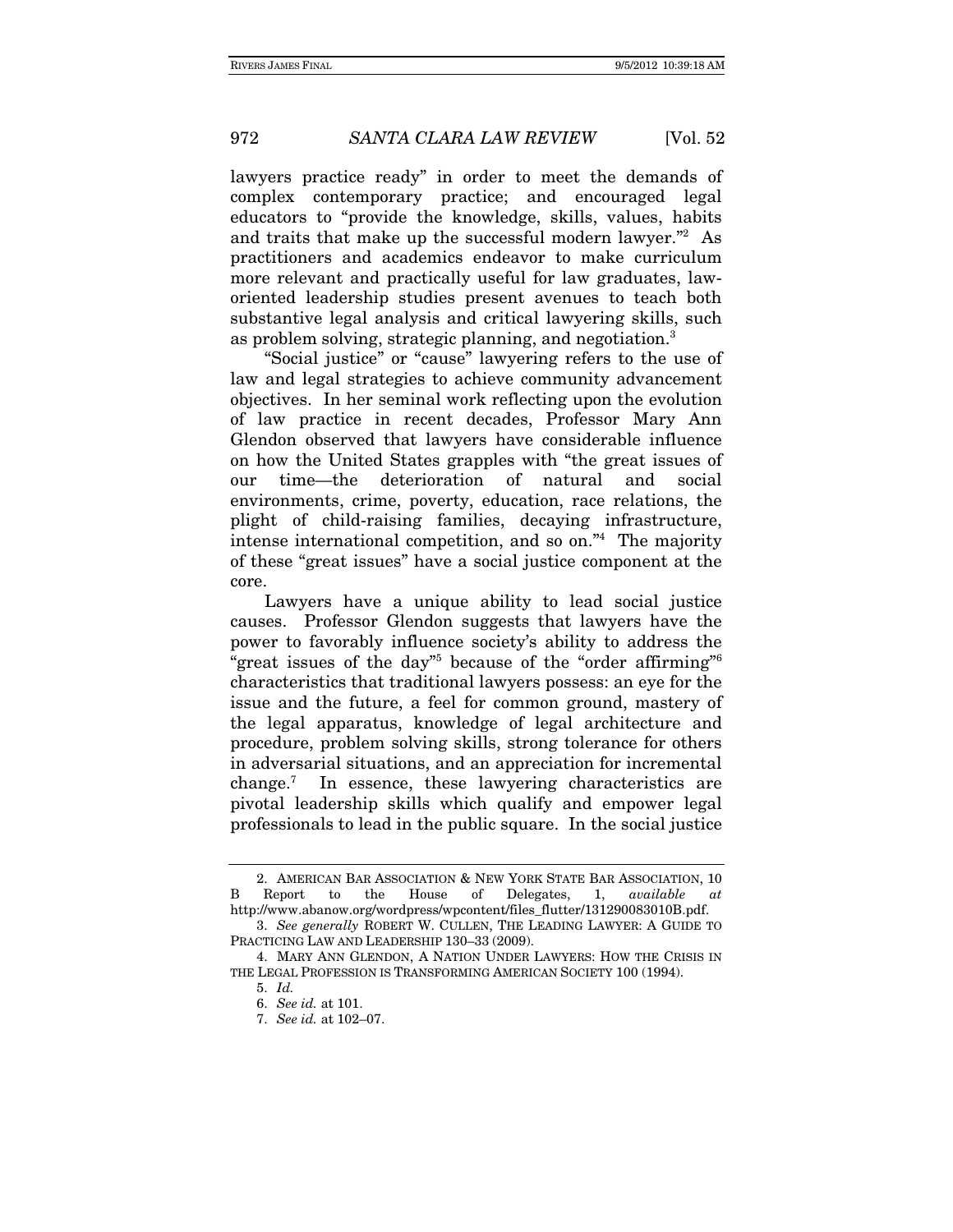lawyers practice ready" in order to meet the demands of complex contemporary practice; and encouraged legal educators to "provide the knowledge, skills, values, habits and traits that make up the successful modern lawyer."[2] As practitioners and academics endeavor to make curriculum more relevant and practically useful for law graduates, law-oriented leadership studies present avenues to teach both substantive legal analysis and critical lawyering skills, such as problem solving, strategic planning, and negotiation.[3]

"Social justice" or "cause" lawyering refers to the use of law and legal strategies to achieve community advancement objectives. In her seminal work reflecting upon the evolution of law practice in recent decades, Professor Mary Ann Glendon observed that lawyers have considerable influence on how the United States grapples with "the great issues of our time—the deterioration of natural and social environments, crime, poverty, education, race relations, the plight of child-raising families, decaying infrastructure, intense international competition, and so on."[4] The majority of these "great issues" have a social justice component at the core.

Lawyers have a unique ability to lead social justice causes. Professor Glendon suggests that lawyers have the power to favorably influence society's ability to address the "great issues of the day"[5] because of the "order affirming"[6] characteristics that traditional lawyers possess: an eye for the issue and the future, a feel for common ground, mastery of the legal apparatus, knowledge of legal architecture and procedure, problem solving skills, strong tolerance for others in adversarial situations, and an appreciation for incremental change.[7] In essence, these lawyering characteristics are pivotal leadership skills which qualify and empower legal professionals to lead in the public square. In the social justice

---

2. AMERICAN BAR ASSOCIATION & NEW YORK STATE BAR ASSOCIATION, 10 B Report to the House of Delegates, 1, *available at* http://www.abanow.org/wordpress/wpcontent/files_flutter/131290083010B.pdf.

3. *See generally* ROBERT W. CULLEN, THE LEADING LAWYER: A GUIDE TO PRACTICING LAW AND LEADERSHIP 130–33 (2009).

4. MARY ANN GLENDON, A NATION UNDER LAWYERS: HOW THE CRISIS IN THE LEGAL PROFESSION IS TRANSFORMING AMERICAN SOCIETY 100 (1994).

5. *Id.*

6. *See id.* at 101.

7. *See id.* at 102–07.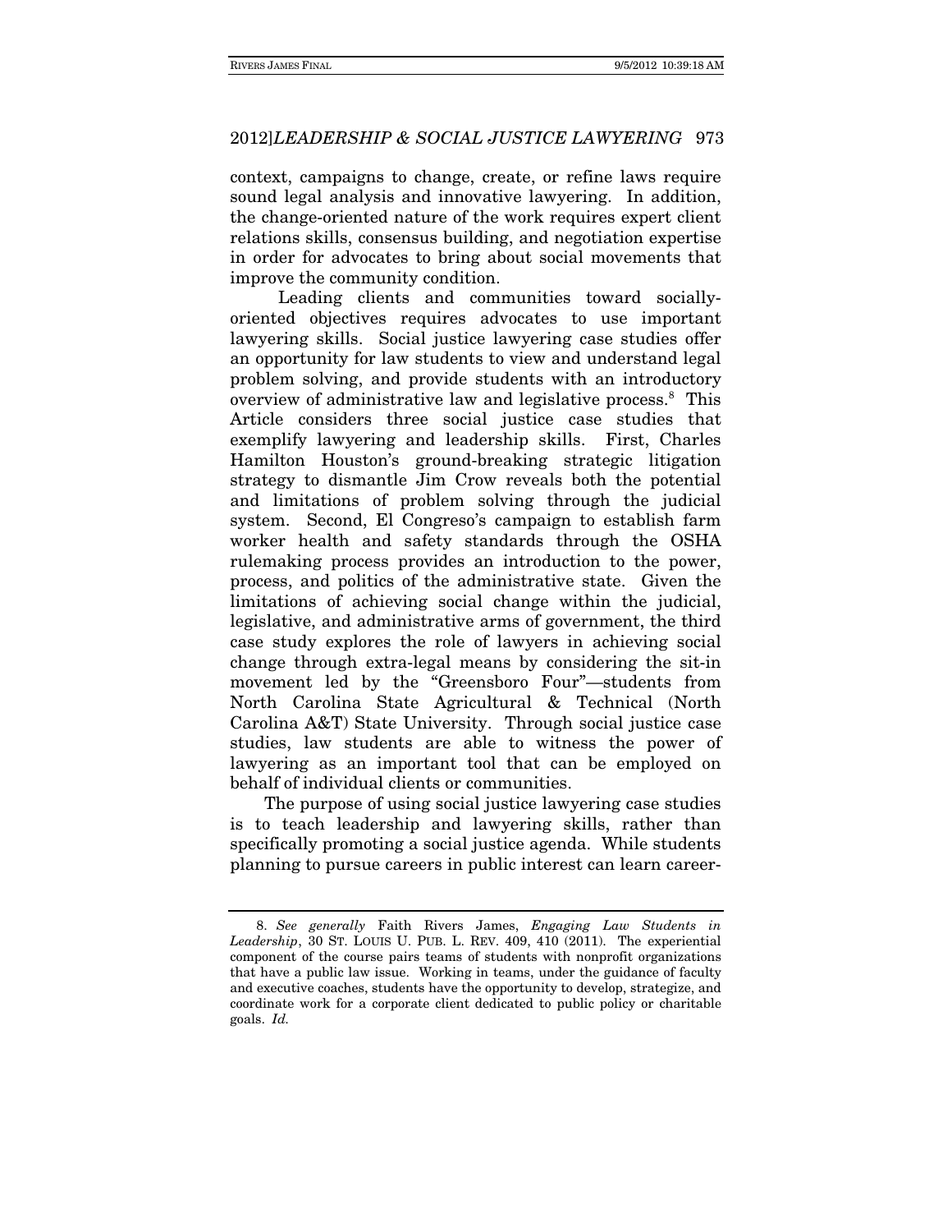context, campaigns to change, create, or refine laws require sound legal analysis and innovative lawyering. In addition, the change-oriented nature of the work requires expert client relations skills, consensus building, and negotiation expertise in order for advocates to bring about social movements that improve the community condition.

Leading clients and communities toward socially-oriented objectives requires advocates to use important lawyering skills. Social justice lawyering case studies offer an opportunity for law students to view and understand legal problem solving, and provide students with an introductory overview of administrative law and legislative process.[8] This Article considers three social justice case studies that exemplify lawyering and leadership skills. First, Charles Hamilton Houston's ground-breaking strategic litigation strategy to dismantle Jim Crow reveals both the potential and limitations of problem solving through the judicial system. Second, El Congreso's campaign to establish farm worker health and safety standards through the OSHA rulemaking process provides an introduction to the power, process, and politics of the administrative state. Given the limitations of achieving social change within the judicial, legislative, and administrative arms of government, the third case study explores the role of lawyers in achieving social change through extra-legal means by considering the sit-in movement led by the "Greensboro Four"—students from North Carolina State Agricultural & Technical (North Carolina A&T) State University. Through social justice case studies, law students are able to witness the power of lawyering as an important tool that can be employed on behalf of individual clients or communities.

The purpose of using social justice lawyering case studies is to teach leadership and lawyering skills, rather than specifically promoting a social justice agenda. While students planning to pursue careers in public interest can learn career-

8. *See generally* Faith Rivers James, *Engaging Law Students in Leadership*, 30 ST. LOUIS U. PUB. L. REV. 409, 410 (2011). The experiential component of the course pairs teams of students with nonprofit organizations that have a public law issue. Working in teams, under the guidance of faculty and executive coaches, students have the opportunity to develop, strategize, and coordinate work for a corporate client dedicated to public policy or charitable goals. *Id.*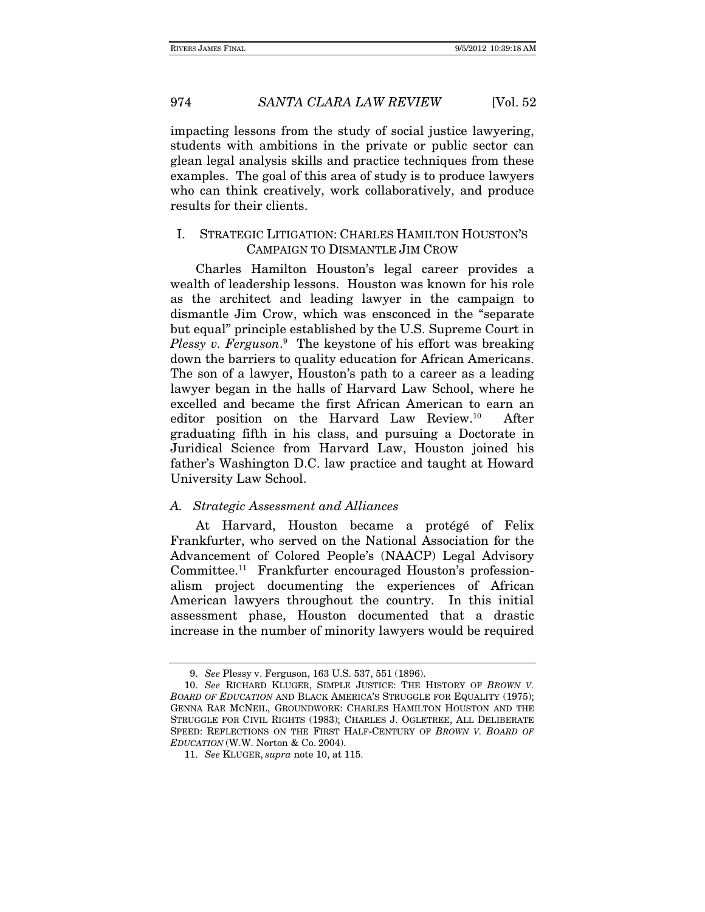impacting lessons from the study of social justice lawyering, students with ambitions in the private or public sector can glean legal analysis skills and practice techniques from these examples. The goal of this area of study is to produce lawyers who can think creatively, work collaboratively, and produce results for their clients.

## I. STRATEGIC LITIGATION: CHARLES HAMILTON HOUSTON'S CAMPAIGN TO DISMANTLE JIM CROW

Charles Hamilton Houston's legal career provides a wealth of leadership lessons. Houston was known for his role as the architect and leading lawyer in the campaign to dismantle Jim Crow, which was ensconced in the "separate but equal" principle established by the U.S. Supreme Court in *Plessy v. Ferguson*.[9] The keystone of his effort was breaking down the barriers to quality education for African Americans. The son of a lawyer, Houston's path to a career as a leading lawyer began in the halls of Harvard Law School, where he excelled and became the first African American to earn an editor position on the Harvard Law Review.[10] After graduating fifth in his class, and pursuing a Doctorate in Juridical Science from Harvard Law, Houston joined his father's Washington D.C. law practice and taught at Howard University Law School.

### *A. Strategic Assessment and Alliances*

At Harvard, Houston became a protégé of Felix Frankfurter, who served on the National Association for the Advancement of Colored People's (NAACP) Legal Advisory Committee.[11] Frankfurter encouraged Houston's professionalism project documenting the experiences of African American lawyers throughout the country. In this initial assessment phase, Houston documented that a drastic increase in the number of minority lawyers would be required

---

9. *See* Plessy v. Ferguson, 163 U.S. 537, 551 (1896).

10. *See* RICHARD KLUGER, SIMPLE JUSTICE: THE HISTORY OF *BROWN V. BOARD OF EDUCATION* AND BLACK AMERICA'S STRUGGLE FOR EQUALITY (1975); GENNA RAE MCNEIL, GROUNDWORK: CHARLES HAMILTON HOUSTON AND THE STRUGGLE FOR CIVIL RIGHTS (1983); CHARLES J. OGLETREE, ALL DELIBERATE SPEED: REFLECTIONS ON THE FIRST HALF-CENTURY OF *BROWN V. BOARD OF EDUCATION* (W.W. Norton & Co. 2004).

11. *See* KLUGER, *supra* note 10, at 115.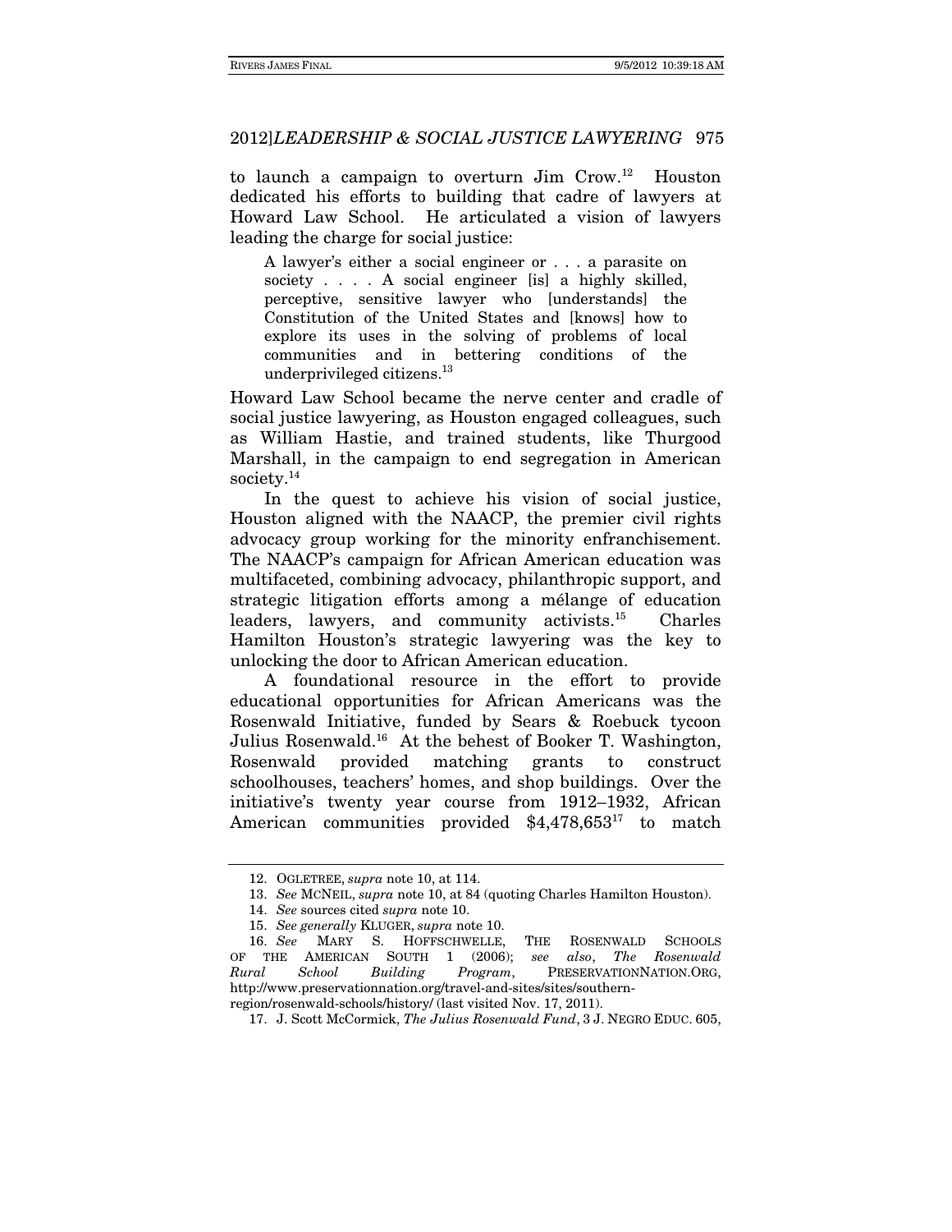to launch a campaign to overturn Jim Crow.[12] Houston dedicated his efforts to building that cadre of lawyers at Howard Law School. He articulated a vision of lawyers leading the charge for social justice:

> A lawyer's either a social engineer or . . . a parasite on society . . . . A social engineer [is] a highly skilled, perceptive, sensitive lawyer who [understands] the Constitution of the United States and [knows] how to explore its uses in the solving of problems of local communities and in bettering conditions of the underprivileged citizens.[13]

Howard Law School became the nerve center and cradle of social justice lawyering, as Houston engaged colleagues, such as William Hastie, and trained students, like Thurgood Marshall, in the campaign to end segregation in American society.[14]

In the quest to achieve his vision of social justice, Houston aligned with the NAACP, the premier civil rights advocacy group working for the minority enfranchisement. The NAACP's campaign for African American education was multifaceted, combining advocacy, philanthropic support, and strategic litigation efforts among a mélange of education leaders, lawyers, and community activists.[15] Charles Hamilton Houston's strategic lawyering was the key to unlocking the door to African American education.

A foundational resource in the effort to provide educational opportunities for African Americans was the Rosenwald Initiative, funded by Sears & Roebuck tycoon Julius Rosenwald.[16] At the behest of Booker T. Washington, Rosenwald provided matching grants to construct schoolhouses, teachers' homes, and shop buildings. Over the initiative's twenty year course from 1912–1932, African American communities provided $4,478,653[17] to match

---

12. OGLETREE, *supra* note 10, at 114.

13. *See* MCNEIL, *supra* note 10, at 84 (quoting Charles Hamilton Houston).

14. *See* sources cited *supra* note 10.

15. *See generally* KLUGER, *supra* note 10.

16. *See* MARY S. HOFFSCHWELLE, THE ROSENWALD SCHOOLS OF THE AMERICAN SOUTH 1 (2006); *see also*, *The Rosenwald Rural School Building Program*, PRESERVATIONNATION.ORG, http://www.preservationnation.org/travel-and-sites/sites/southern-region/rosenwald-schools/history/ (last visited Nov. 17, 2011).

17. J. Scott McCormick, *The Julius Rosenwald Fund*, 3 J. NEGRO EDUC. 605,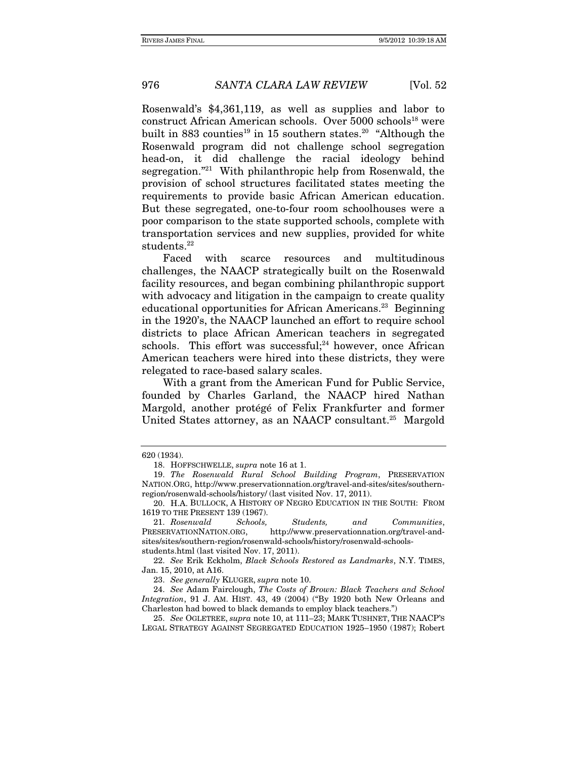Rosenwald's $4,361,119, as well as supplies and labor to construct African American schools. Over 5000 schools[18] were built in 883 counties[19] in 15 southern states.[20] "Although the Rosenwald program did not challenge school segregation head-on, it did challenge the racial ideology behind segregation."[21] With philanthropic help from Rosenwald, the provision of school structures facilitated states meeting the requirements to provide basic African American education. But these segregated, one-to-four room schoolhouses were a poor comparison to the state supported schools, complete with transportation services and new supplies, provided for white students.[22]

Faced with scarce resources and multitudinous challenges, the NAACP strategically built on the Rosenwald facility resources, and began combining philanthropic support with advocacy and litigation in the campaign to create quality educational opportunities for African Americans.[23] Beginning in the 1920's, the NAACP launched an effort to require school districts to place African American teachers in segregated schools. This effort was successful;[24] however, once African American teachers were hired into these districts, they were relegated to race-based salary scales.

With a grant from the American Fund for Public Service, founded by Charles Garland, the NAACP hired Nathan Margold, another protégé of Felix Frankfurter and former United States attorney, as an NAACP consultant.[25] Margold

---

620 (1934).

18. HOFFSCHWELLE, *supra* note 16 at 1.

19. *The Rosenwald Rural School Building Program*, PRESERVATION NATION.ORG, http://www.preservationnation.org/travel-and-sites/sites/southern-region/rosenwald-schools/history/ (last visited Nov. 17, 2011).

20. H.A. BULLOCK, A HISTORY OF NEGRO EDUCATION IN THE SOUTH: FROM 1619 TO THE PRESENT 139 (1967).

21. *Rosenwald Schools, Students, and Communities*, PRESERVATIONNATION.ORG, http://www.preservationnation.org/travel-and-sites/sites/southern-region/rosenwald-schools/history/rosenwald-schools-students.html (last visited Nov. 17, 2011).

22. *See* Erik Eckholm, *Black Schools Restored as Landmarks*, N.Y. TIMES, Jan. 15, 2010, at A16.

23. *See generally* KLUGER, *supra* note 10.

24. *See* Adam Fairclough, *The Costs of Brown: Black Teachers and School Integration*, 91 J. AM. HIST. 43, 49 (2004) ("By 1920 both New Orleans and Charleston had bowed to black demands to employ black teachers.")

25. *See* OGLETREE, *supra* note 10, at 111–23; MARK TUSHNET, THE NAACP'S LEGAL STRATEGY AGAINST SEGREGATED EDUCATION 1925–1950 (1987); Robert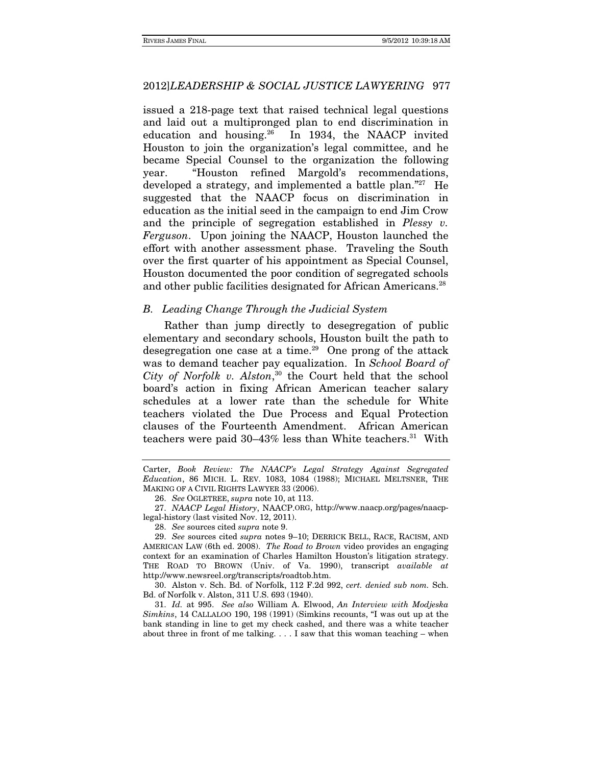issued a 218-page text that raised technical legal questions and laid out a multipronged plan to end discrimination in education and housing.[26] In 1934, the NAACP invited Houston to join the organization's legal committee, and he became Special Counsel to the organization the following year. "Houston refined Margold's recommendations, developed a strategy, and implemented a battle plan."[27] He suggested that the NAACP focus on discrimination in education as the initial seed in the campaign to end Jim Crow and the principle of segregation established in *Plessy v. Ferguson*. Upon joining the NAACP, Houston launched the effort with another assessment phase. Traveling the South over the first quarter of his appointment as Special Counsel, Houston documented the poor condition of segregated schools and other public facilities designated for African Americans.[28]

### *B. Leading Change Through the Judicial System*

Rather than jump directly to desegregation of public elementary and secondary schools, Houston built the path to desegregation one case at a time.[29] One prong of the attack was to demand teacher pay equalization. In *School Board of City of Norfolk v. Alston*,[30] the Court held that the school board's action in fixing African American teacher salary schedules at a lower rate than the schedule for White teachers violated the Due Process and Equal Protection clauses of the Fourteenth Amendment. African American teachers were paid 30–43% less than White teachers.[31] With

---

Carter, *Book Review: The NAACP's Legal Strategy Against Segregated Education*, 86 MICH. L. REV. 1083, 1084 (1988); MICHAEL MELTSNER, THE MAKING OF A CIVIL RIGHTS LAWYER 33 (2006).

26. *See* OGLETREE, *supra* note 10, at 113.

27. *NAACP Legal History*, NAACP.ORG, http://www.naacp.org/pages/naacp-legal-history (last visited Nov. 12, 2011).

28. *See* sources cited *supra* note 9.

29. *See* sources cited *supra* notes 9–10; DERRICK BELL, RACE, RACISM, AND AMERICAN LAW (6th ed. 2008). *The Road to Brown* video provides an engaging context for an examination of Charles Hamilton Houston's litigation strategy. THE ROAD TO BROWN (Univ. of Va. 1990), transcript *available at* http://www.newsreel.org/transcripts/roadtob.htm.

30. Alston v. Sch. Bd. of Norfolk, 112 F.2d 992, *cert. denied sub nom.* Sch. Bd. of Norfolk v. Alston, 311 U.S. 693 (1940).

31. *Id.* at 995. *See also* William A. Elwood, *An Interview with Modjeska Simkins*, 14 CALLALOO 190, 198 (1991) (Simkins recounts, "I was out up at the bank standing in line to get my check cashed, and there was a white teacher about three in front of me talking. . . . I saw that this woman teaching – when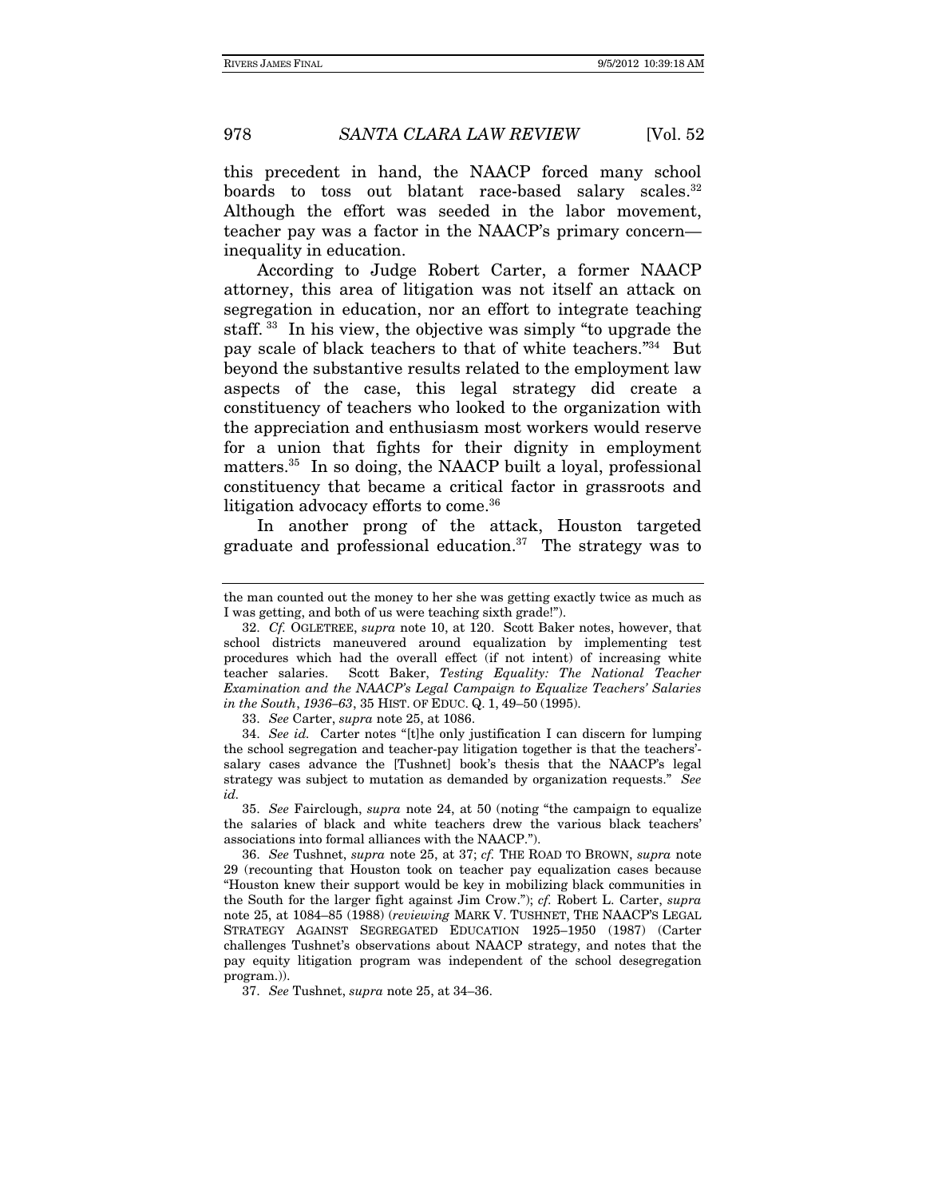this precedent in hand, the NAACP forced many school boards to toss out blatant race-based salary scales.[32] Although the effort was seeded in the labor movement, teacher pay was a factor in the NAACP's primary concern—inequality in education.

According to Judge Robert Carter, a former NAACP attorney, this area of litigation was not itself an attack on segregation in education, nor an effort to integrate teaching staff.[33] In his view, the objective was simply "to upgrade the pay scale of black teachers to that of white teachers."[34] But beyond the substantive results related to the employment law aspects of the case, this legal strategy did create a constituency of teachers who looked to the organization with the appreciation and enthusiasm most workers would reserve for a union that fights for their dignity in employment matters.[35] In so doing, the NAACP built a loyal, professional constituency that became a critical factor in grassroots and litigation advocacy efforts to come.[36]

In another prong of the attack, Houston targeted graduate and professional education.[37] The strategy was to

---

the man counted out the money to her she was getting exactly twice as much as I was getting, and both of us were teaching sixth grade!").

32. *Cf.* OGLETREE, *supra* note 10, at 120. Scott Baker notes, however, that school districts maneuvered around equalization by implementing test procedures which had the overall effect (if not intent) of increasing white teacher salaries. Scott Baker, *Testing Equality: The National Teacher Examination and the NAACP's Legal Campaign to Equalize Teachers' Salaries in the South, 1936–63*, 35 HIST. OF EDUC. Q. 1, 49–50 (1995).

33. *See* Carter, *supra* note 25, at 1086.

34. *See id.* Carter notes "[t]he only justification I can discern for lumping the school segregation and teacher-pay litigation together is that the teachers'-salary cases advance the [Tushnet] book's thesis that the NAACP's legal strategy was subject to mutation as demanded by organization requests." *See id.*

35. *See* Fairclough, *supra* note 24, at 50 (noting "the campaign to equalize the salaries of black and white teachers drew the various black teachers' associations into formal alliances with the NAACP.").

36. *See* Tushnet, *supra* note 25, at 37; *cf.* THE ROAD TO BROWN, *supra* note 29 (recounting that Houston took on teacher pay equalization cases because "Houston knew their support would be key in mobilizing black communities in the South for the larger fight against Jim Crow."); *cf.* Robert L. Carter, *supra* note 25, at 1084–85 (1988) (*reviewing* MARK V. TUSHNET, THE NAACP'S LEGAL STRATEGY AGAINST SEGREGATED EDUCATION 1925–1950 (1987) (Carter challenges Tushnet's observations about NAACP strategy, and notes that the pay equity litigation program was independent of the school desegregation program.)).

37. *See* Tushnet, *supra* note 25, at 34–36.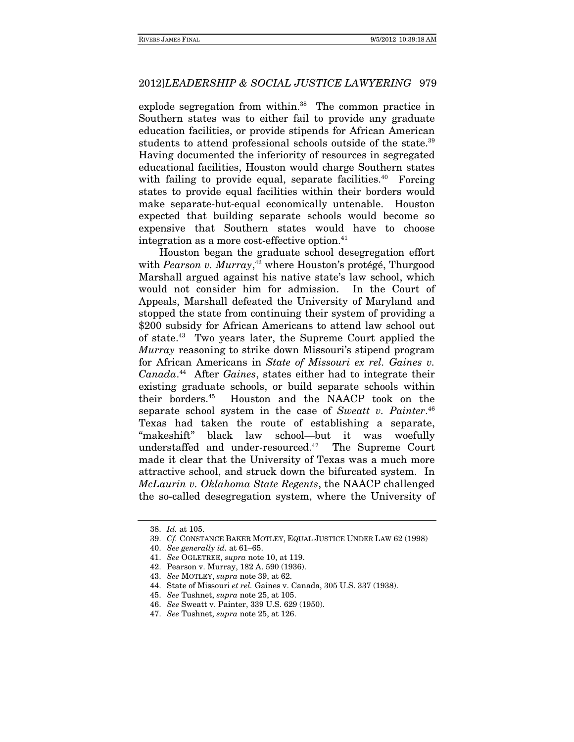explode segregation from within.[38] The common practice in Southern states was to either fail to provide any graduate education facilities, or provide stipends for African American students to attend professional schools outside of the state.[39] Having documented the inferiority of resources in segregated educational facilities, Houston would charge Southern states with failing to provide equal, separate facilities.[40] Forcing states to provide equal facilities within their borders would make separate-but-equal economically untenable. Houston expected that building separate schools would become so expensive that Southern states would have to choose integration as a more cost-effective option.[41]

Houston began the graduate school desegregation effort with *Pearson v. Murray*,[42] where Houston's protégé, Thurgood Marshall argued against his native state's law school, which would not consider him for admission. In the Court of Appeals, Marshall defeated the University of Maryland and stopped the state from continuing their system of providing a $200 subsidy for African Americans to attend law school out of state.[43] Two years later, the Supreme Court applied the *Murray* reasoning to strike down Missouri's stipend program for African Americans in *State of Missouri ex rel. Gaines v. Canada*.[44] After *Gaines*, states either had to integrate their existing graduate schools, or build separate schools within their borders.[45] Houston and the NAACP took on the separate school system in the case of *Sweatt v. Painter*.[46] Texas had taken the route of establishing a separate, "makeshift" black law school—but it was woefully understaffed and under-resourced.[47] The Supreme Court made it clear that the University of Texas was a much more attractive school, and struck down the bifurcated system. In *McLaurin v. Oklahoma State Regents*, the NAACP challenged the so-called desegregation system, where the University of

---

38. *Id.* at 105.
39. *Cf.* CONSTANCE BAKER MOTLEY, EQUAL JUSTICE UNDER LAW 62 (1998)
40. *See generally id.* at 61–65.
41. *See* OGLETREE, *supra* note 10, at 119.
42. Pearson v. Murray, 182 A. 590 (1936).
43. *See* MOTLEY, *supra* note 39, at 62.
44. State of Missouri *et rel.* Gaines v. Canada, 305 U.S. 337 (1938).
45. *See* Tushnet, *supra* note 25, at 105.
46. *See* Sweatt v. Painter, 339 U.S. 629 (1950).
47. *See* Tushnet, *supra* note 25, at 126.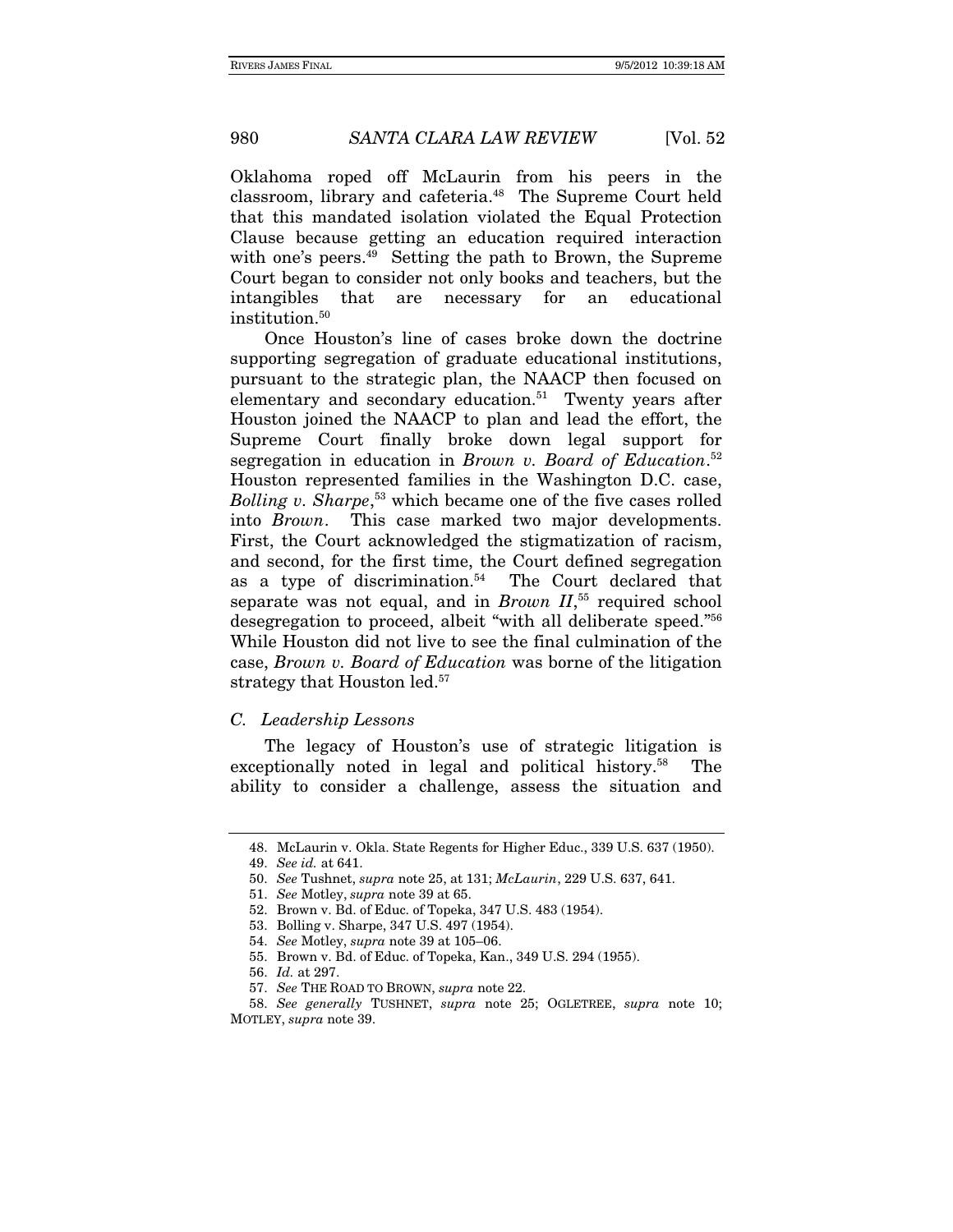Oklahoma roped off McLaurin from his peers in the classroom, library and cafeteria.[48] The Supreme Court held that this mandated isolation violated the Equal Protection Clause because getting an education required interaction with one's peers.[49] Setting the path to Brown, the Supreme Court began to consider not only books and teachers, but the intangibles that are necessary for an educational institution.[50]

Once Houston's line of cases broke down the doctrine supporting segregation of graduate educational institutions, pursuant to the strategic plan, the NAACP then focused on elementary and secondary education.[51] Twenty years after Houston joined the NAACP to plan and lead the effort, the Supreme Court finally broke down legal support for segregation in education in *Brown v. Board of Education*.[52] Houston represented families in the Washington D.C. case, *Bolling v. Sharpe*,[53] which became one of the five cases rolled into *Brown*. This case marked two major developments. First, the Court acknowledged the stigmatization of racism, and second, for the first time, the Court defined segregation as a type of discrimination.[54] The Court declared that separate was not equal, and in *Brown II*,[55] required school desegregation to proceed, albeit "with all deliberate speed."[56] While Houston did not live to see the final culmination of the case, *Brown v. Board of Education* was borne of the litigation strategy that Houston led.[57]

### *C. Leadership Lessons*

The legacy of Houston's use of strategic litigation is exceptionally noted in legal and political history.[58] The ability to consider a challenge, assess the situation and

---

48. McLaurin v. Okla. State Regents for Higher Educ., 339 U.S. 637 (1950).

49. *See id.* at 641.

50. *See* Tushnet, *supra* note 25, at 131; *McLaurin*, 229 U.S. 637, 641.

51. *See* Motley, *supra* note 39 at 65.

52. Brown v. Bd. of Educ. of Topeka, 347 U.S. 483 (1954).

53. Bolling v. Sharpe, 347 U.S. 497 (1954).

54. *See* Motley, *supra* note 39 at 105–06.

55. Brown v. Bd. of Educ. of Topeka, Kan., 349 U.S. 294 (1955).

56. *Id.* at 297.

57. *See* THE ROAD TO BROWN, *supra* note 22.

58. *See generally* TUSHNET, *supra* note 25; OGLETREE, *supra* note 10; MOTLEY, *supra* note 39.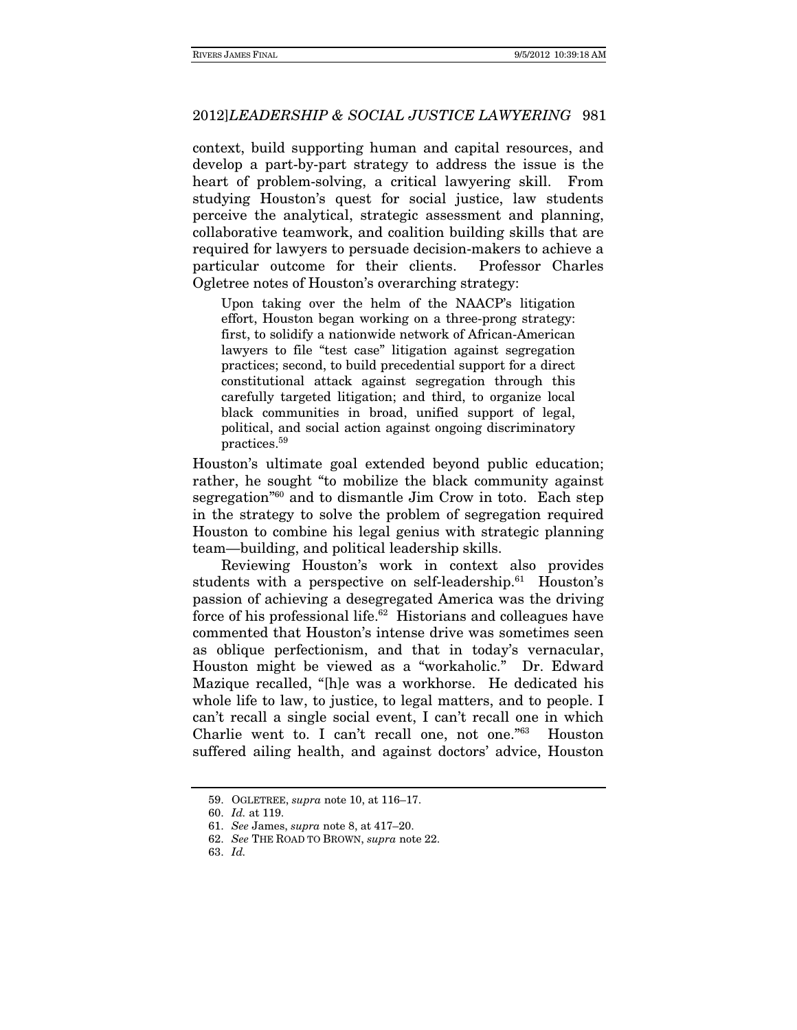context, build supporting human and capital resources, and develop a part-by-part strategy to address the issue is the heart of problem-solving, a critical lawyering skill. From studying Houston's quest for social justice, law students perceive the analytical, strategic assessment and planning, collaborative teamwork, and coalition building skills that are required for lawyers to persuade decision-makers to achieve a particular outcome for their clients. Professor Charles Ogletree notes of Houston's overarching strategy:

> Upon taking over the helm of the NAACP's litigation effort, Houston began working on a three-prong strategy: first, to solidify a nationwide network of African-American lawyers to file "test case" litigation against segregation practices; second, to build precedential support for a direct constitutional attack against segregation through this carefully targeted litigation; and third, to organize local black communities in broad, unified support of legal, political, and social action against ongoing discriminatory practices.[59]

Houston's ultimate goal extended beyond public education; rather, he sought "to mobilize the black community against segregation"[60] and to dismantle Jim Crow in toto. Each step in the strategy to solve the problem of segregation required Houston to combine his legal genius with strategic planning team—building, and political leadership skills.

Reviewing Houston's work in context also provides students with a perspective on self-leadership.[61] Houston's passion of achieving a desegregated America was the driving force of his professional life.[62] Historians and colleagues have commented that Houston's intense drive was sometimes seen as oblique perfectionism, and that in today's vernacular, Houston might be viewed as a "workaholic." Dr. Edward Mazique recalled, "[h]e was a workhorse. He dedicated his whole life to law, to justice, to legal matters, and to people. I can't recall a single social event, I can't recall one in which Charlie went to. I can't recall one, not one."[63] Houston suffered ailing health, and against doctors' advice, Houston

---

59. OGLETREE, *supra* note 10, at 116–17.

60. *Id.* at 119.

61. *See* James, *supra* note 8, at 417–20.

62. *See* THE ROAD TO BROWN, *supra* note 22.

63. *Id.*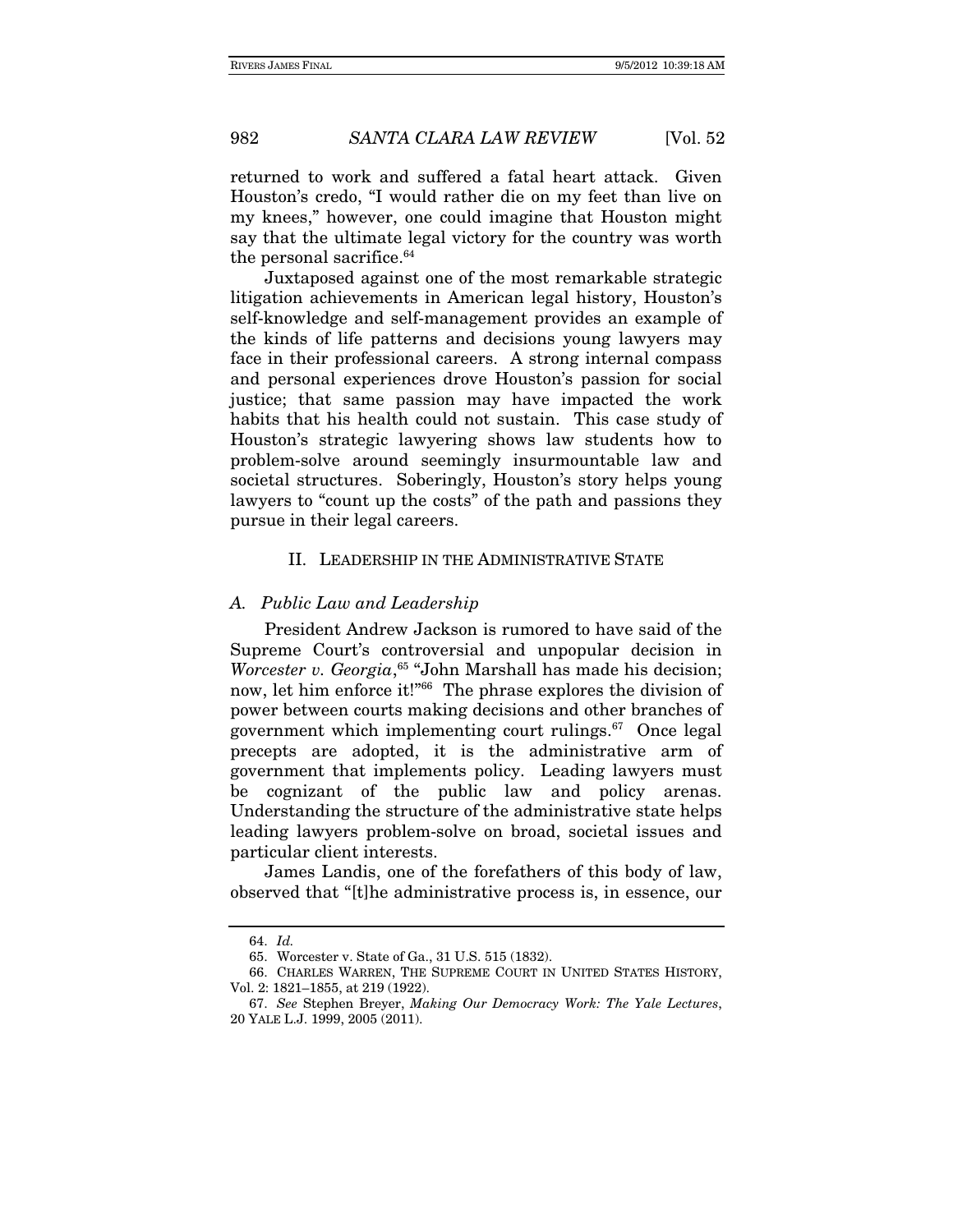returned to work and suffered a fatal heart attack. Given Houston's credo, "I would rather die on my feet than live on my knees," however, one could imagine that Houston might say that the ultimate legal victory for the country was worth the personal sacrifice.[64]

Juxtaposed against one of the most remarkable strategic litigation achievements in American legal history, Houston's self-knowledge and self-management provides an example of the kinds of life patterns and decisions young lawyers may face in their professional careers. A strong internal compass and personal experiences drove Houston's passion for social justice; that same passion may have impacted the work habits that his health could not sustain. This case study of Houston's strategic lawyering shows law students how to problem-solve around seemingly insurmountable law and societal structures. Soberingly, Houston's story helps young lawyers to "count up the costs" of the path and passions they pursue in their legal careers.

## II. LEADERSHIP IN THE ADMINISTRATIVE STATE

### *A. Public Law and Leadership*

President Andrew Jackson is rumored to have said of the Supreme Court's controversial and unpopular decision in *Worcester v. Georgia*,[65] "John Marshall has made his decision; now, let him enforce it!"[66] The phrase explores the division of power between courts making decisions and other branches of government which implementing court rulings.[67] Once legal precepts are adopted, it is the administrative arm of government that implements policy. Leading lawyers must be cognizant of the public law and policy arenas. Understanding the structure of the administrative state helps leading lawyers problem-solve on broad, societal issues and particular client interests.

James Landis, one of the forefathers of this body of law, observed that "[t]he administrative process is, in essence, our

---

64. *Id.*

65. Worcester v. State of Ga., 31 U.S. 515 (1832).

66. CHARLES WARREN, THE SUPREME COURT IN UNITED STATES HISTORY, Vol. 2: 1821–1855, at 219 (1922).

67. *See* Stephen Breyer, *Making Our Democracy Work: The Yale Lectures*, 20 YALE L.J. 1999, 2005 (2011).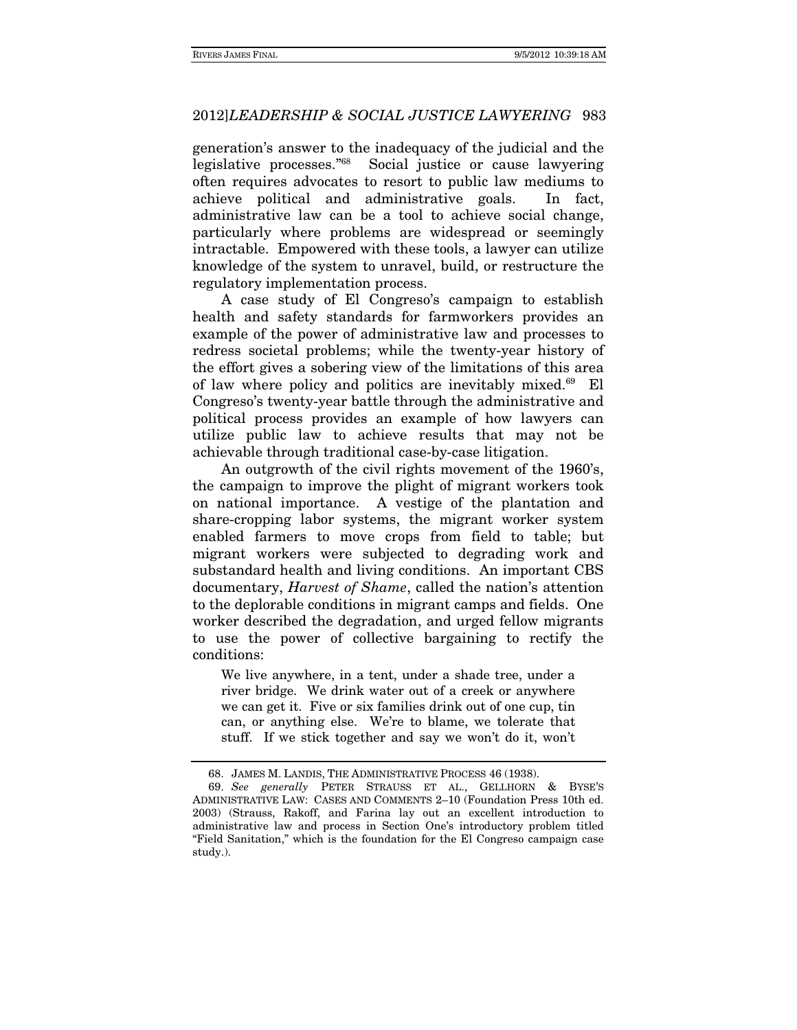generation's answer to the inadequacy of the judicial and the legislative processes."[68] Social justice or cause lawyering often requires advocates to resort to public law mediums to achieve political and administrative goals. In fact, administrative law can be a tool to achieve social change, particularly where problems are widespread or seemingly intractable. Empowered with these tools, a lawyer can utilize knowledge of the system to unravel, build, or restructure the regulatory implementation process.

A case study of El Congreso's campaign to establish health and safety standards for farmworkers provides an example of the power of administrative law and processes to redress societal problems; while the twenty-year history of the effort gives a sobering view of the limitations of this area of law where policy and politics are inevitably mixed.[69] El Congreso's twenty-year battle through the administrative and political process provides an example of how lawyers can utilize public law to achieve results that may not be achievable through traditional case-by-case litigation.

An outgrowth of the civil rights movement of the 1960's, the campaign to improve the plight of migrant workers took on national importance. A vestige of the plantation and share-cropping labor systems, the migrant worker system enabled farmers to move crops from field to table; but migrant workers were subjected to degrading work and substandard health and living conditions. An important CBS documentary, *Harvest of Shame*, called the nation's attention to the deplorable conditions in migrant camps and fields. One worker described the degradation, and urged fellow migrants to use the power of collective bargaining to rectify the conditions:

> We live anywhere, in a tent, under a shade tree, under a river bridge. We drink water out of a creek or anywhere we can get it. Five or six families drink out of one cup, tin can, or anything else. We're to blame, we tolerate that stuff. If we stick together and say we won't do it, won't

---

68. JAMES M. LANDIS, THE ADMINISTRATIVE PROCESS 46 (1938).

69. *See generally* PETER STRAUSS ET AL., GELLHORN & BYSE'S ADMINISTRATIVE LAW: CASES AND COMMENTS 2–10 (Foundation Press 10th ed. 2003) (Strauss, Rakoff, and Farina lay out an excellent introduction to administrative law and process in Section One's introductory problem titled "Field Sanitation," which is the foundation for the El Congreso campaign case study.).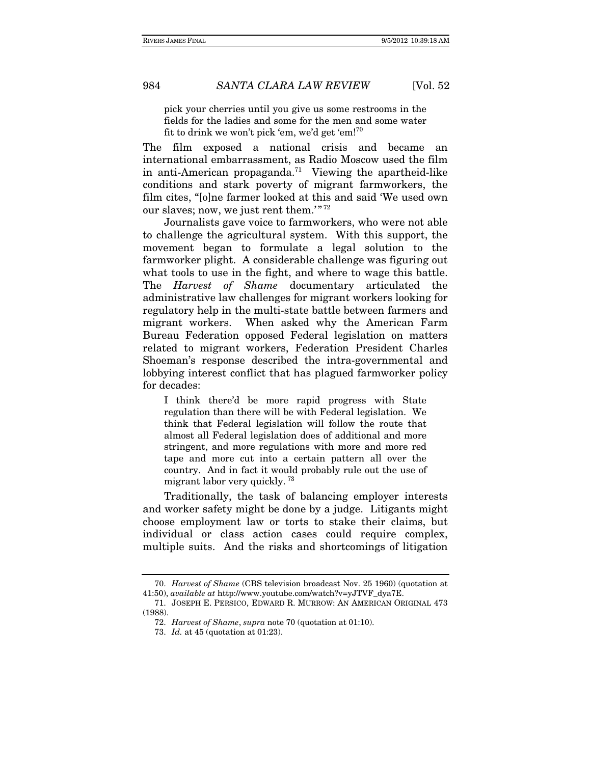> pick your cherries until you give us some restrooms in the fields for the ladies and some for the men and some water fit to drink we won't pick 'em, we'd get 'em![70]

The film exposed a national crisis and became an international embarrassment, as Radio Moscow used the film in anti-American propaganda.[71] Viewing the apartheid-like conditions and stark poverty of migrant farmworkers, the film cites, "[o]ne farmer looked at this and said 'We used own our slaves; now, we just rent them.'"[72]

Journalists gave voice to farmworkers, who were not able to challenge the agricultural system. With this support, the movement began to formulate a legal solution to the farmworker plight. A considerable challenge was figuring out what tools to use in the fight, and where to wage this battle. The *Harvest of Shame* documentary articulated the administrative law challenges for migrant workers looking for regulatory help in the multi-state battle between farmers and migrant workers. When asked why the American Farm Bureau Federation opposed Federal legislation on matters related to migrant workers, Federation President Charles Shoeman's response described the intra-governmental and lobbying interest conflict that has plagued farmworker policy for decades:

> I think there'd be more rapid progress with State regulation than there will be with Federal legislation. We think that Federal legislation will follow the route that almost all Federal legislation does of additional and more stringent, and more regulations with more and more red tape and more cut into a certain pattern all over the country. And in fact it would probably rule out the use of migrant labor very quickly.[73]

Traditionally, the task of balancing employer interests and worker safety might be done by a judge. Litigants might choose employment law or torts to stake their claims, but individual or class action cases could require complex, multiple suits. And the risks and shortcomings of litigation

---

70. *Harvest of Shame* (CBS television broadcast Nov. 25 1960) (quotation at 41:50), *available at* http://www.youtube.com/watch?v=yJTVF_dya7E.

71. JOSEPH E. PERSICO, EDWARD R. MURROW: AN AMERICAN ORIGINAL 473 (1988).

72. *Harvest of Shame*, *supra* note 70 (quotation at 01:10).

73. *Id.* at 45 (quotation at 01:23).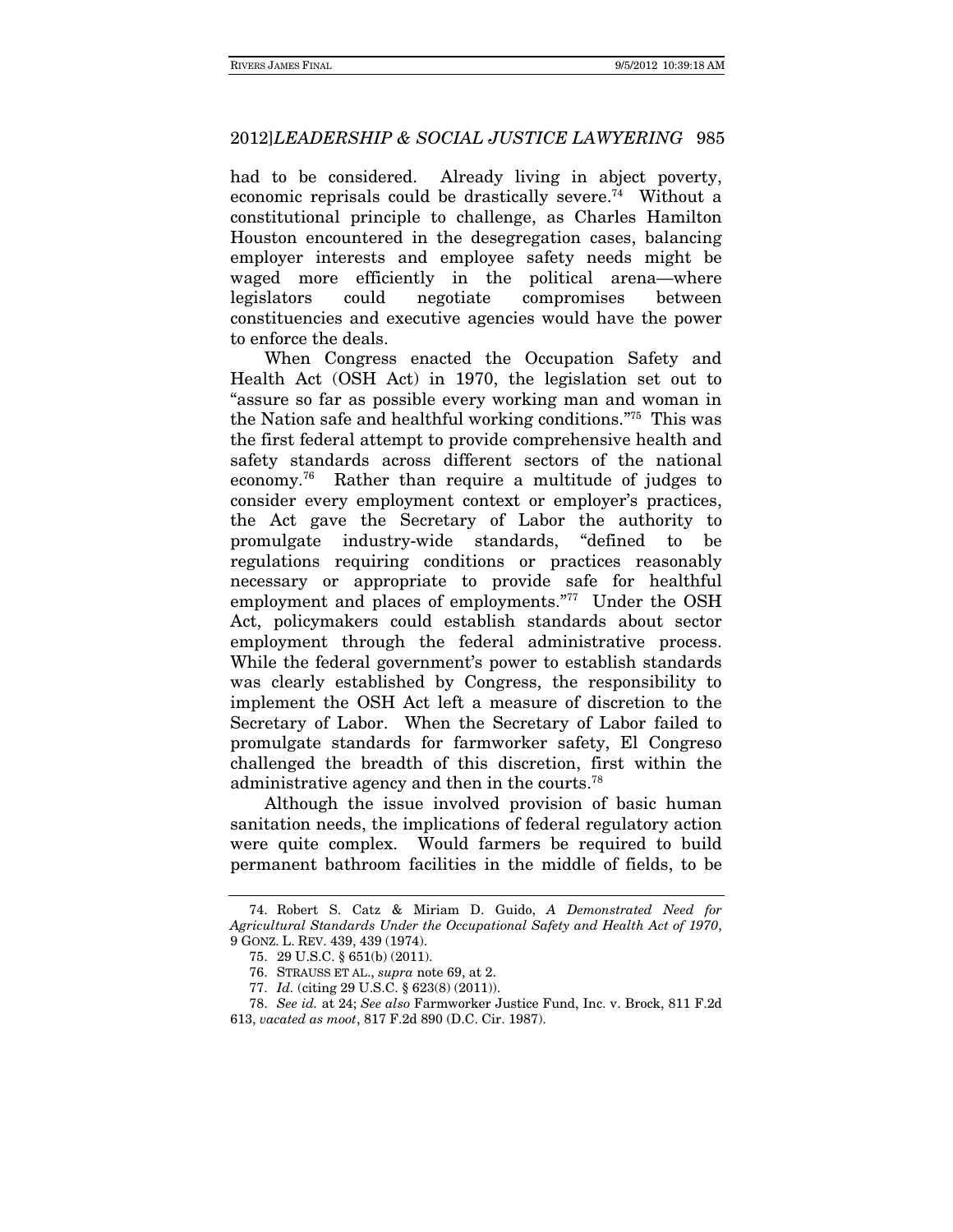had to be considered. Already living in abject poverty, economic reprisals could be drastically severe.[74] Without a constitutional principle to challenge, as Charles Hamilton Houston encountered in the desegregation cases, balancing employer interests and employee safety needs might be waged more efficiently in the political arena—where legislators could negotiate compromises between constituencies and executive agencies would have the power to enforce the deals.

When Congress enacted the Occupation Safety and Health Act (OSH Act) in 1970, the legislation set out to "assure so far as possible every working man and woman in the Nation safe and healthful working conditions."[75] This was the first federal attempt to provide comprehensive health and safety standards across different sectors of the national economy.[76] Rather than require a multitude of judges to consider every employment context or employer's practices, the Act gave the Secretary of Labor the authority to promulgate industry-wide standards, "defined to be regulations requiring conditions or practices reasonably necessary or appropriate to provide safe for healthful employment and places of employments."[77] Under the OSH Act, policymakers could establish standards about sector employment through the federal administrative process. While the federal government's power to establish standards was clearly established by Congress, the responsibility to implement the OSH Act left a measure of discretion to the Secretary of Labor. When the Secretary of Labor failed to promulgate standards for farmworker safety, El Congreso challenged the breadth of this discretion, first within the administrative agency and then in the courts.[78]

Although the issue involved provision of basic human sanitation needs, the implications of federal regulatory action were quite complex. Would farmers be required to build permanent bathroom facilities in the middle of fields, to be

---

74. Robert S. Catz & Miriam D. Guido, *A Demonstrated Need for Agricultural Standards Under the Occupational Safety and Health Act of 1970*, 9 GONZ. L. REV. 439, 439 (1974).

75. 29 U.S.C. § 651(b) (2011).

76. STRAUSS ET AL., *supra* note 69, at 2.

77. *Id.* (citing 29 U.S.C. § 623(8) (2011)).

78. *See id.* at 24; *See also* Farmworker Justice Fund, Inc. v. Brock, 811 F.2d 613, *vacated as moot*, 817 F.2d 890 (D.C. Cir. 1987).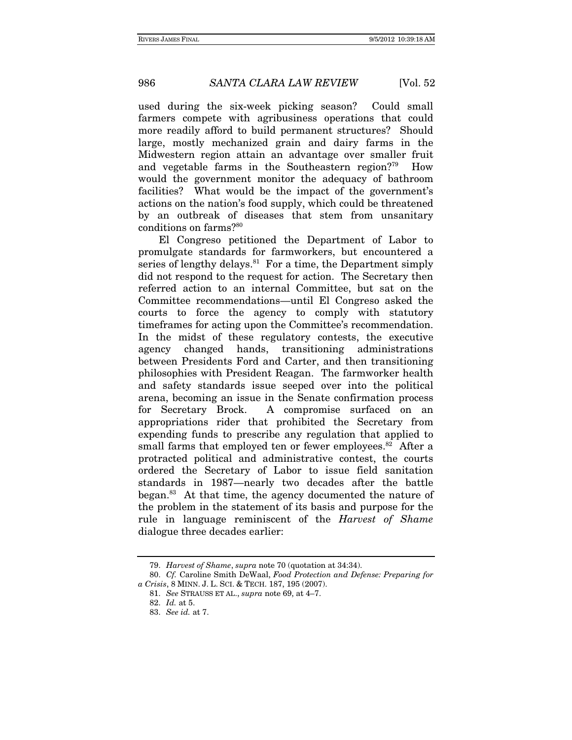used during the six-week picking season? Could small farmers compete with agribusiness operations that could more readily afford to build permanent structures? Should large, mostly mechanized grain and dairy farms in the Midwestern region attain an advantage over smaller fruit and vegetable farms in the Southeastern region?[79] How would the government monitor the adequacy of bathroom facilities? What would be the impact of the government's actions on the nation's food supply, which could be threatened by an outbreak of diseases that stem from unsanitary conditions on farms?[80]

El Congreso petitioned the Department of Labor to promulgate standards for farmworkers, but encountered a series of lengthy delays.[81] For a time, the Department simply did not respond to the request for action. The Secretary then referred action to an internal Committee, but sat on the Committee recommendations—until El Congreso asked the courts to force the agency to comply with statutory timeframes for acting upon the Committee's recommendation. In the midst of these regulatory contests, the executive agency changed hands, transitioning administrations between Presidents Ford and Carter, and then transitioning philosophies with President Reagan. The farmworker health and safety standards issue seeped over into the political arena, becoming an issue in the Senate confirmation process for Secretary Brock. A compromise surfaced on an appropriations rider that prohibited the Secretary from expending funds to prescribe any regulation that applied to small farms that employed ten or fewer employees.[82] After a protracted political and administrative contest, the courts ordered the Secretary of Labor to issue field sanitation standards in 1987—nearly two decades after the battle began.[83] At that time, the agency documented the nature of the problem in the statement of its basis and purpose for the rule in language reminiscent of the *Harvest of Shame* dialogue three decades earlier:

---

79. *Harvest of Shame*, *supra* note 70 (quotation at 34:34).

80. *Cf.* Caroline Smith DeWaal, *Food Protection and Defense: Preparing for a Crisis*, 8 MINN. J. L. SCI. & TECH. 187, 195 (2007).

81. *See* STRAUSS ET AL., *supra* note 69, at 4–7.

82. *Id.* at 5.

83. *See id.* at 7.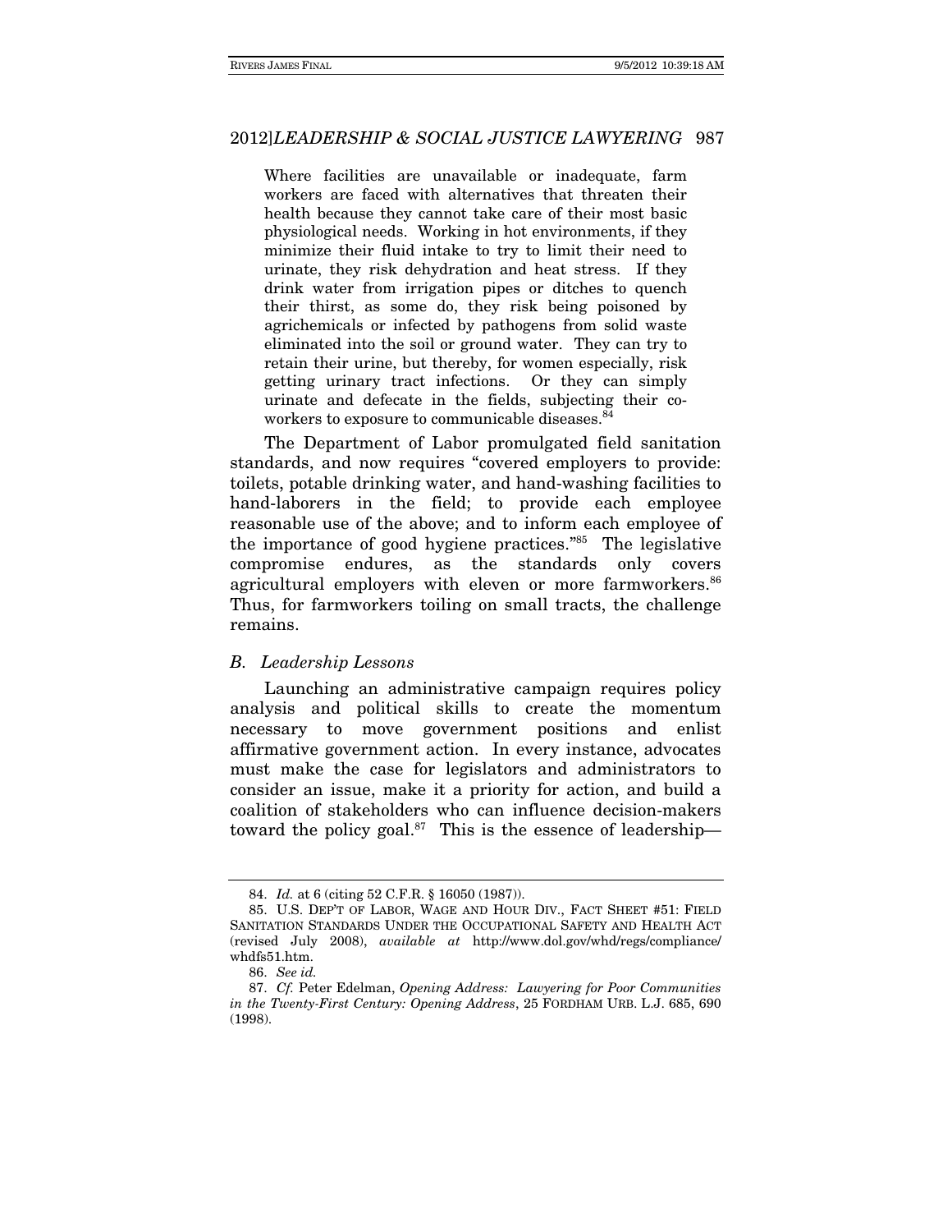> Where facilities are unavailable or inadequate, farm workers are faced with alternatives that threaten their health because they cannot take care of their most basic physiological needs. Working in hot environments, if they minimize their fluid intake to try to limit their need to urinate, they risk dehydration and heat stress. If they drink water from irrigation pipes or ditches to quench their thirst, as some do, they risk being poisoned by agrichemicals or infected by pathogens from solid waste eliminated into the soil or ground water. They can try to retain their urine, but thereby, for women especially, risk getting urinary tract infections. Or they can simply urinate and defecate in the fields, subjecting their co-workers to exposure to communicable diseases.[84]

The Department of Labor promulgated field sanitation standards, and now requires "covered employers to provide: toilets, potable drinking water, and hand-washing facilities to hand-laborers in the field; to provide each employee reasonable use of the above; and to inform each employee of the importance of good hygiene practices."[85] The legislative compromise endures, as the standards only covers agricultural employers with eleven or more farmworkers.[86] Thus, for farmworkers toiling on small tracts, the challenge remains.

### *B. Leadership Lessons*

Launching an administrative campaign requires policy analysis and political skills to create the momentum necessary to move government positions and enlist affirmative government action. In every instance, advocates must make the case for legislators and administrators to consider an issue, make it a priority for action, and build a coalition of stakeholders who can influence decision-makers toward the policy goal.[87] This is the essence of leadership—

---

84. *Id.* at 6 (citing 52 C.F.R. § 16050 (1987)).

85. U.S. DEP'T OF LABOR, WAGE AND HOUR DIV., FACT SHEET #51: FIELD SANITATION STANDARDS UNDER THE OCCUPATIONAL SAFETY AND HEALTH ACT (revised July 2008), *available at* http://www.dol.gov/whd/regs/compliance/whdfs51.htm.

86. *See id.*

87. *Cf.* Peter Edelman, *Opening Address: Lawyering for Poor Communities in the Twenty-First Century: Opening Address*, 25 FORDHAM URB. L.J. 685, 690 (1998).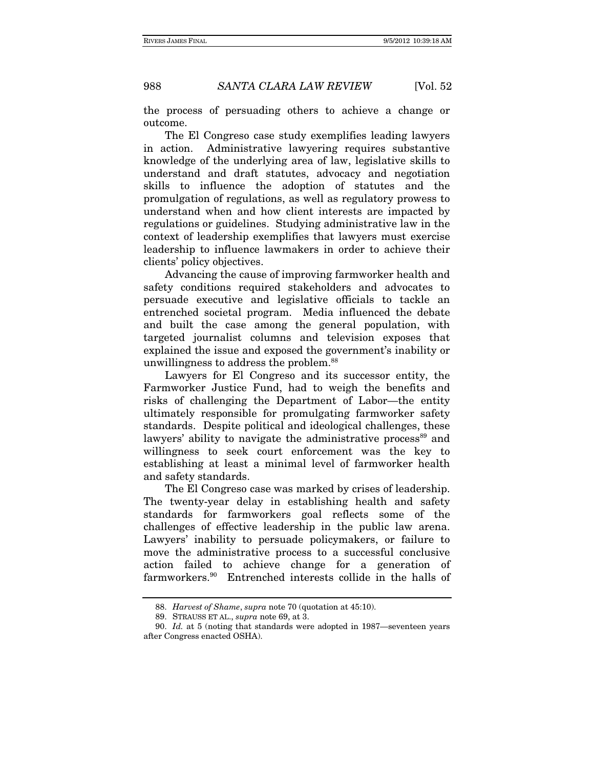the process of persuading others to achieve a change or outcome.

The El Congreso case study exemplifies leading lawyers in action. Administrative lawyering requires substantive knowledge of the underlying area of law, legislative skills to understand and draft statutes, advocacy and negotiation skills to influence the adoption of statutes and the promulgation of regulations, as well as regulatory prowess to understand when and how client interests are impacted by regulations or guidelines. Studying administrative law in the context of leadership exemplifies that lawyers must exercise leadership to influence lawmakers in order to achieve their clients' policy objectives.

Advancing the cause of improving farmworker health and safety conditions required stakeholders and advocates to persuade executive and legislative officials to tackle an entrenched societal program. Media influenced the debate and built the case among the general population, with targeted journalist columns and television exposes that explained the issue and exposed the government's inability or unwillingness to address the problem.[88]

Lawyers for El Congreso and its successor entity, the Farmworker Justice Fund, had to weigh the benefits and risks of challenging the Department of Labor—the entity ultimately responsible for promulgating farmworker safety standards. Despite political and ideological challenges, these lawyers' ability to navigate the administrative process[89] and willingness to seek court enforcement was the key to establishing at least a minimal level of farmworker health and safety standards.

The El Congreso case was marked by crises of leadership. The twenty-year delay in establishing health and safety standards for farmworkers goal reflects some of the challenges of effective leadership in the public law arena. Lawyers' inability to persuade policymakers, or failure to move the administrative process to a successful conclusive action failed to achieve change for a generation of farmworkers.[90] Entrenched interests collide in the halls of

---

88. *Harvest of Shame*, *supra* note 70 (quotation at 45:10).

89. STRAUSS ET AL., *supra* note 69, at 3.

90. *Id.* at 5 (noting that standards were adopted in 1987—seventeen years after Congress enacted OSHA).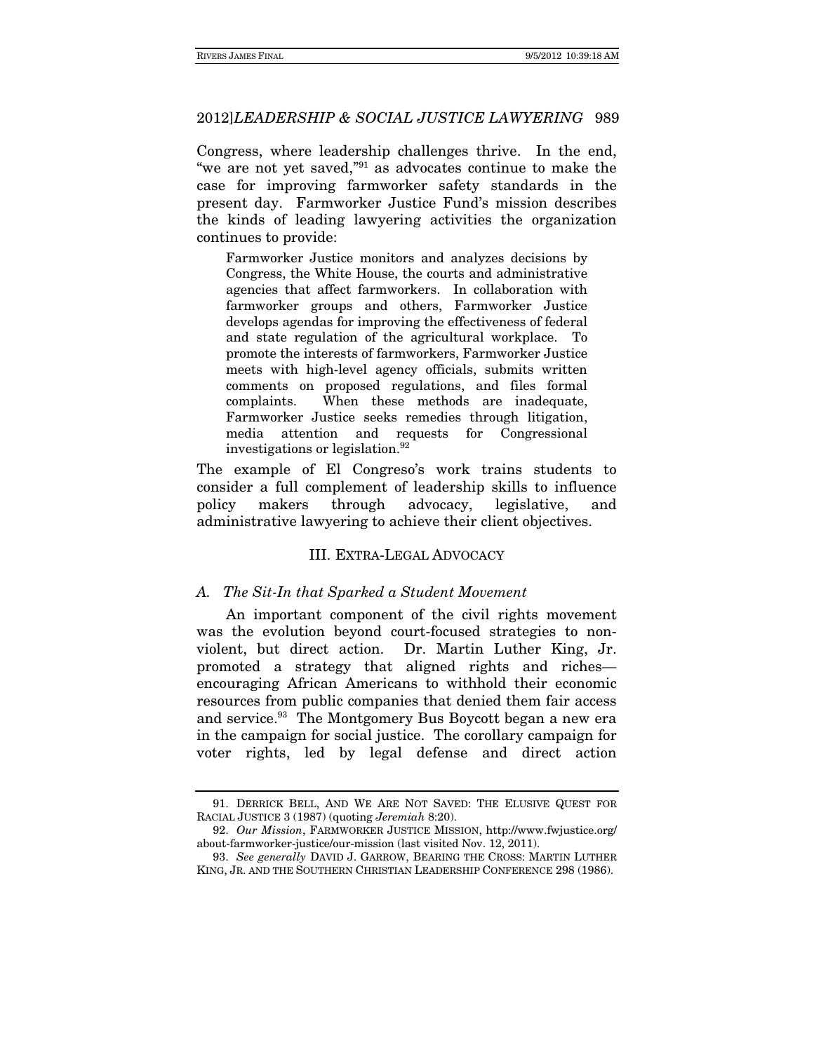Congress, where leadership challenges thrive. In the end, "we are not yet saved,"[91] as advocates continue to make the case for improving farmworker safety standards in the present day. Farmworker Justice Fund's mission describes the kinds of leading lawyering activities the organization continues to provide:

> Farmworker Justice monitors and analyzes decisions by Congress, the White House, the courts and administrative agencies that affect farmworkers. In collaboration with farmworker groups and others, Farmworker Justice develops agendas for improving the effectiveness of federal and state regulation of the agricultural workplace. To promote the interests of farmworkers, Farmworker Justice meets with high-level agency officials, submits written comments on proposed regulations, and files formal complaints. When these methods are inadequate, Farmworker Justice seeks remedies through litigation, media attention and requests for Congressional investigations or legislation.[92]

The example of El Congreso's work trains students to consider a full complement of leadership skills to influence policy makers through advocacy, legislative, and administrative lawyering to achieve their client objectives.

## III. EXTRA-LEGAL ADVOCACY

### A. *The Sit-In that Sparked a Student Movement*

An important component of the civil rights movement was the evolution beyond court-focused strategies to non-violent, but direct action. Dr. Martin Luther King, Jr. promoted a strategy that aligned rights and riches—encouraging African Americans to withhold their economic resources from public companies that denied them fair access and service.[93] The Montgomery Bus Boycott began a new era in the campaign for social justice. The corollary campaign for voter rights, led by legal defense and direct action

---

91. DERRICK BELL, AND WE ARE NOT SAVED: THE ELUSIVE QUEST FOR RACIAL JUSTICE 3 (1987) (quoting *Jeremiah* 8:20).

92. *Our Mission*, FARMWORKER JUSTICE MISSION, http://www.fwjustice.org/about-farmworker-justice/our-mission (last visited Nov. 12, 2011).

93. *See generally* DAVID J. GARROW, BEARING THE CROSS: MARTIN LUTHER KING, JR. AND THE SOUTHERN CHRISTIAN LEADERSHIP CONFERENCE 298 (1986).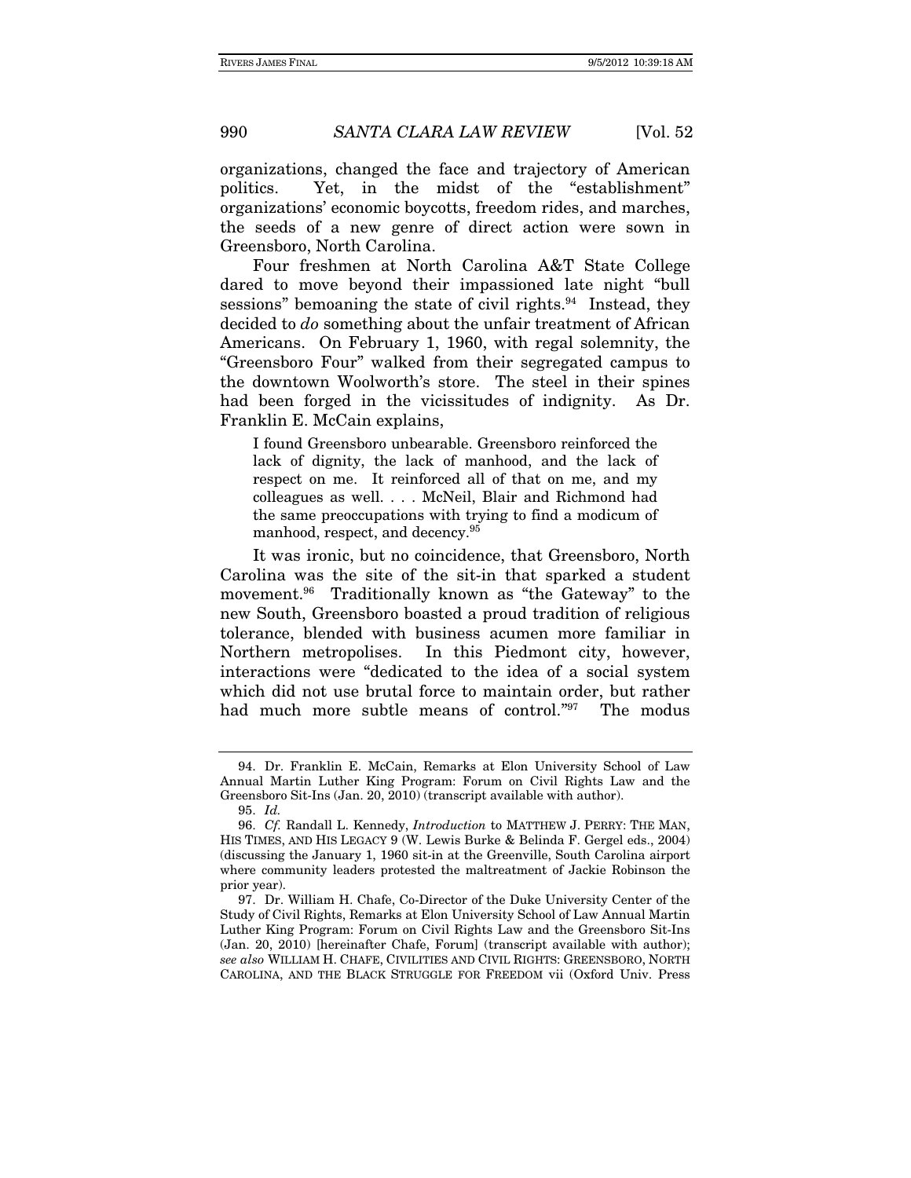organizations, changed the face and trajectory of American politics. Yet, in the midst of the "establishment" organizations' economic boycotts, freedom rides, and marches, the seeds of a new genre of direct action were sown in Greensboro, North Carolina.

Four freshmen at North Carolina A&T State College dared to move beyond their impassioned late night "bull sessions" bemoaning the state of civil rights.[94] Instead, they decided to *do* something about the unfair treatment of African Americans. On February 1, 1960, with regal solemnity, the "Greensboro Four" walked from their segregated campus to the downtown Woolworth's store. The steel in their spines had been forged in the vicissitudes of indignity. As Dr. Franklin E. McCain explains,

> I found Greensboro unbearable. Greensboro reinforced the lack of dignity, the lack of manhood, and the lack of respect on me. It reinforced all of that on me, and my colleagues as well. . . . McNeil, Blair and Richmond had the same preoccupations with trying to find a modicum of manhood, respect, and decency.[95]

It was ironic, but no coincidence, that Greensboro, North Carolina was the site of the sit-in that sparked a student movement.[96] Traditionally known as "the Gateway" to the new South, Greensboro boasted a proud tradition of religious tolerance, blended with business acumen more familiar in Northern metropolises. In this Piedmont city, however, interactions were "dedicated to the idea of a social system which did not use brutal force to maintain order, but rather had much more subtle means of control."[97] The modus

---

94. Dr. Franklin E. McCain, Remarks at Elon University School of Law Annual Martin Luther King Program: Forum on Civil Rights Law and the Greensboro Sit-Ins (Jan. 20, 2010) (transcript available with author).

95. *Id.*

96. *Cf.* Randall L. Kennedy, *Introduction* to MATTHEW J. PERRY: THE MAN, HIS TIMES, AND HIS LEGACY 9 (W. Lewis Burke & Belinda F. Gergel eds., 2004) (discussing the January 1, 1960 sit-in at the Greenville, South Carolina airport where community leaders protested the maltreatment of Jackie Robinson the prior year).

97. Dr. William H. Chafe, Co-Director of the Duke University Center of the Study of Civil Rights, Remarks at Elon University School of Law Annual Martin Luther King Program: Forum on Civil Rights Law and the Greensboro Sit-Ins (Jan. 20, 2010) [hereinafter Chafe, Forum] (transcript available with author); *see also* WILLIAM H. CHAFE, CIVILITIES AND CIVIL RIGHTS: GREENSBORO, NORTH CAROLINA, AND THE BLACK STRUGGLE FOR FREEDOM vii (Oxford Univ. Press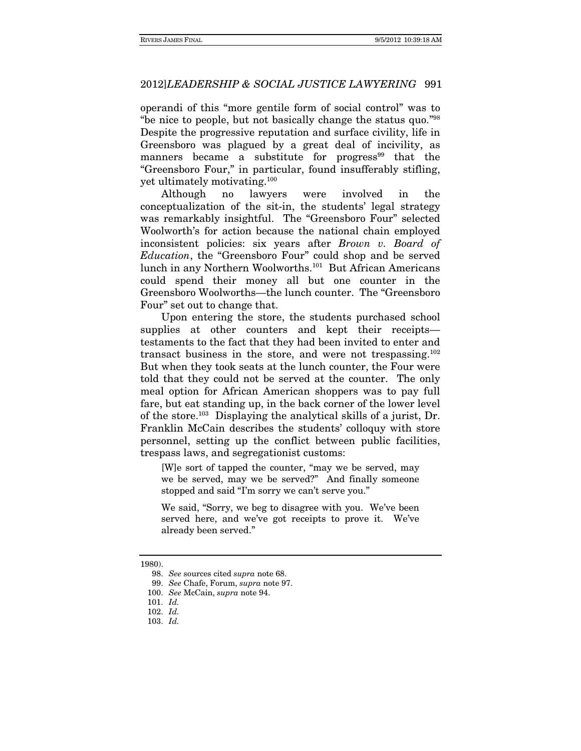operandi of this "more gentile form of social control" was to "be nice to people, but not basically change the status quo."[98] Despite the progressive reputation and surface civility, life in Greensboro was plagued by a great deal of incivility, as manners became a substitute for progress[99] that the "Greensboro Four," in particular, found insufferably stifling, yet ultimately motivating.[100]

Although no lawyers were involved in the conceptualization of the sit-in, the students' legal strategy was remarkably insightful. The "Greensboro Four" selected Woolworth's for action because the national chain employed inconsistent policies: six years after *Brown v. Board of Education*, the "Greensboro Four" could shop and be served lunch in any Northern Woolworths.[101] But African Americans could spend their money all but one counter in the Greensboro Woolworths—the lunch counter. The "Greensboro Four" set out to change that.

Upon entering the store, the students purchased school supplies at other counters and kept their receipts—testaments to the fact that they had been invited to enter and transact business in the store, and were not trespassing.[102] But when they took seats at the lunch counter, the Four were told that they could not be served at the counter. The only meal option for African American shoppers was to pay full fare, but eat standing up, in the back corner of the lower level of the store.[103] Displaying the analytical skills of a jurist, Dr. Franklin McCain describes the students' colloquy with store personnel, setting up the conflict between public facilities, trespass laws, and segregationist customs:

> [W]e sort of tapped the counter, "may we be served, may we be served, may we be served?" And finally someone stopped and said "I'm sorry we can't serve you."
>
> We said, "Sorry, we beg to disagree with you. We've been served here, and we've got receipts to prove it. We've already been served."

---

1980).

98. *See* sources cited *supra* note 68.

99. *See* Chafe, Forum, *supra* note 97.

100. *See* McCain, *supra* note 94.

101. *Id.*

102. *Id.*

103. *Id.*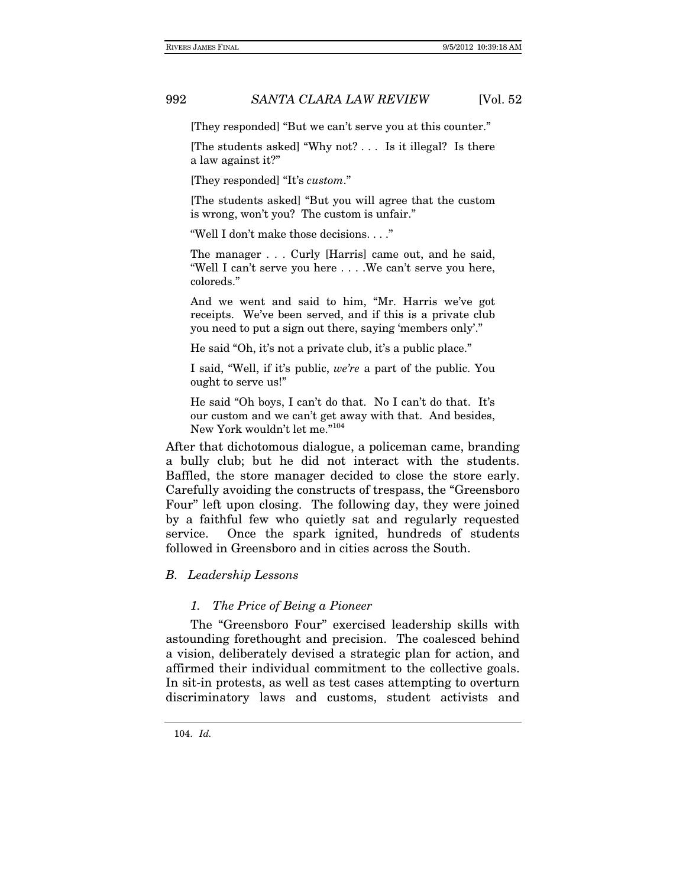> [They responded] "But we can't serve you at this counter."
>
> [The students asked] "Why not? . . . Is it illegal? Is there a law against it?"
>
> [They responded] "It's *custom*."
>
> [The students asked] "But you will agree that the custom is wrong, won't you? The custom is unfair."
>
> "Well I don't make those decisions. . . ."
>
> The manager . . . Curly [Harris] came out, and he said, "Well I can't serve you here . . . .We can't serve you here, coloreds."
>
> And we went and said to him, "Mr. Harris we've got receipts. We've been served, and if this is a private club you need to put a sign out there, saying 'members only'."
>
> He said "Oh, it's not a private club, it's a public place."
>
> I said, "Well, if it's public, *we're* a part of the public. You ought to serve us!"
>
> He said "Oh boys, I can't do that. No I can't do that. It's our custom and we can't get away with that. And besides, New York wouldn't let me."[104]

After that dichotomous dialogue, a policeman came, branding a bully club; but he did not interact with the students. Baffled, the store manager decided to close the store early. Carefully avoiding the constructs of trespass, the "Greensboro Four" left upon closing. The following day, they were joined by a faithful few who quietly sat and regularly requested service. Once the spark ignited, hundreds of students followed in Greensboro and in cities across the South.

### *B. Leadership Lessons*

#### *1. The Price of Being a Pioneer*

The "Greensboro Four" exercised leadership skills with astounding forethought and precision. The coalesced behind a vision, deliberately devised a strategic plan for action, and affirmed their individual commitment to the collective goals. In sit-in protests, as well as test cases attempting to overturn discriminatory laws and customs, student activists and

---

104. *Id.*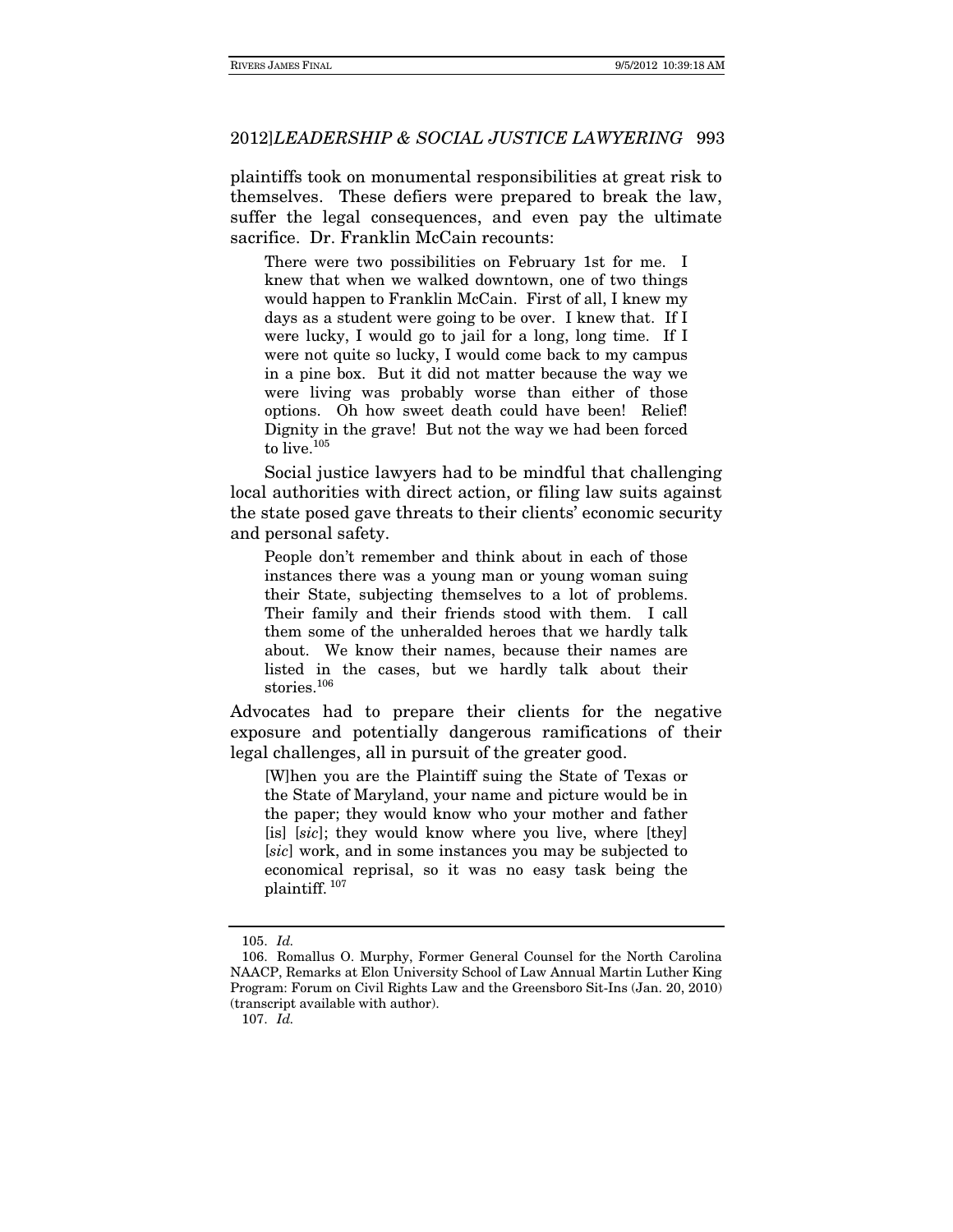plaintiffs took on monumental responsibilities at great risk to themselves. These defiers were prepared to break the law, suffer the legal consequences, and even pay the ultimate sacrifice. Dr. Franklin McCain recounts:

> There were two possibilities on February 1st for me. I knew that when we walked downtown, one of two things would happen to Franklin McCain. First of all, I knew my days as a student were going to be over. I knew that. If I were lucky, I would go to jail for a long, long time. If I were not quite so lucky, I would come back to my campus in a pine box. But it did not matter because the way we were living was probably worse than either of those options. Oh how sweet death could have been! Relief! Dignity in the grave! But not the way we had been forced to live.[105]

Social justice lawyers had to be mindful that challenging local authorities with direct action, or filing law suits against the state posed gave threats to their clients' economic security and personal safety.

> People don't remember and think about in each of those instances there was a young man or young woman suing their State, subjecting themselves to a lot of problems. Their family and their friends stood with them. I call them some of the unheralded heroes that we hardly talk about. We know their names, because their names are listed in the cases, but we hardly talk about their stories.[106]

Advocates had to prepare their clients for the negative exposure and potentially dangerous ramifications of their legal challenges, all in pursuit of the greater good.

> [W]hen you are the Plaintiff suing the State of Texas or the State of Maryland, your name and picture would be in the paper; they would know who your mother and father [is] [*sic*]; they would know where you live, where [they] [*sic*] work, and in some instances you may be subjected to economical reprisal, so it was no easy task being the plaintiff.[107]

---

105. *Id.*

106. Romallus O. Murphy, Former General Counsel for the North Carolina NAACP, Remarks at Elon University School of Law Annual Martin Luther King Program: Forum on Civil Rights Law and the Greensboro Sit-Ins (Jan. 20, 2010) (transcript available with author).

107. *Id.*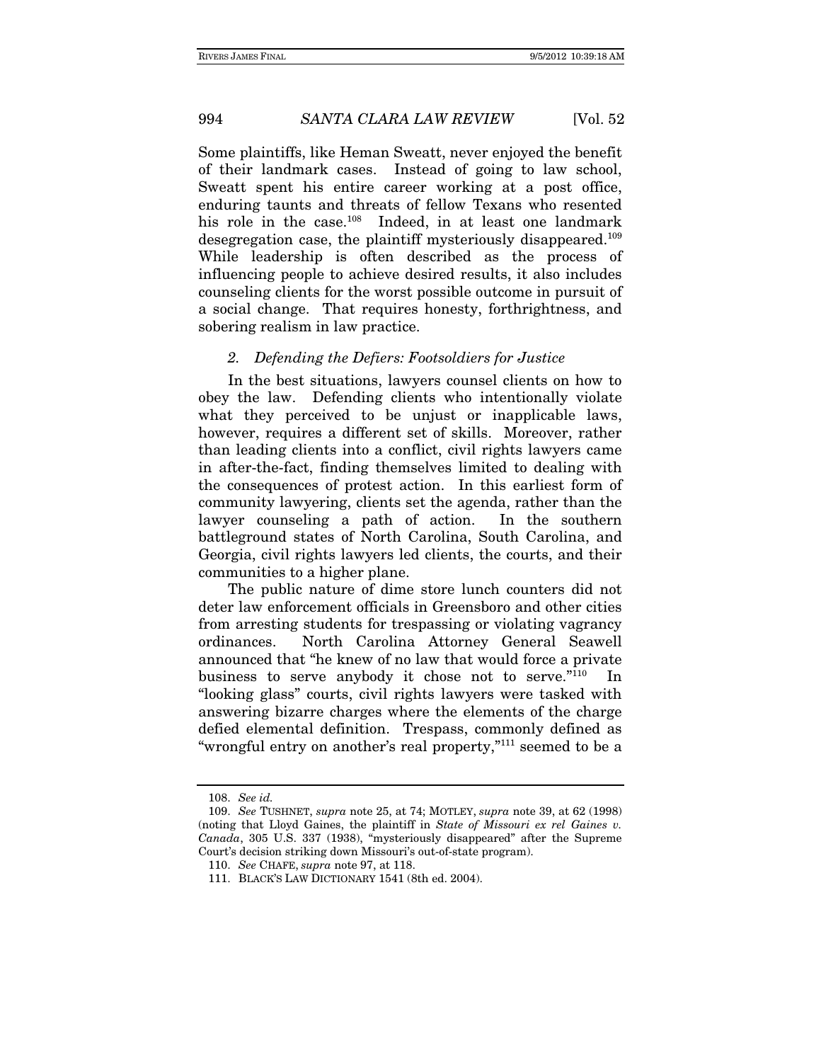Some plaintiffs, like Heman Sweatt, never enjoyed the benefit of their landmark cases. Instead of going to law school, Sweatt spent his entire career working at a post office, enduring taunts and threats of fellow Texans who resented his role in the case.[108] Indeed, in at least one landmark desegregation case, the plaintiff mysteriously disappeared.[109] While leadership is often described as the process of influencing people to achieve desired results, it also includes counseling clients for the worst possible outcome in pursuit of a social change. That requires honesty, forthrightness, and sobering realism in law practice.

### *2. Defending the Defiers: Footsoldiers for Justice*

In the best situations, lawyers counsel clients on how to obey the law. Defending clients who intentionally violate what they perceived to be unjust or inapplicable laws, however, requires a different set of skills. Moreover, rather than leading clients into a conflict, civil rights lawyers came in after-the-fact, finding themselves limited to dealing with the consequences of protest action. In this earliest form of community lawyering, clients set the agenda, rather than the lawyer counseling a path of action. In the southern battleground states of North Carolina, South Carolina, and Georgia, civil rights lawyers led clients, the courts, and their communities to a higher plane.

The public nature of dime store lunch counters did not deter law enforcement officials in Greensboro and other cities from arresting students for trespassing or violating vagrancy ordinances. North Carolina Attorney General Seawell announced that "he knew of no law that would force a private business to serve anybody it chose not to serve."[110] In "looking glass" courts, civil rights lawyers were tasked with answering bizarre charges where the elements of the charge defied elemental definition. Trespass, commonly defined as "wrongful entry on another's real property,"[111] seemed to be a

---

108. *See id.*

109. *See* TUSHNET, *supra* note 25, at 74; MOTLEY, *supra* note 39, at 62 (1998) (noting that Lloyd Gaines, the plaintiff in *State of Missouri ex rel Gaines v. Canada*, 305 U.S. 337 (1938), "mysteriously disappeared" after the Supreme Court's decision striking down Missouri's out-of-state program).

110. *See* CHAFE, *supra* note 97, at 118.

111. BLACK'S LAW DICTIONARY 1541 (8th ed. 2004).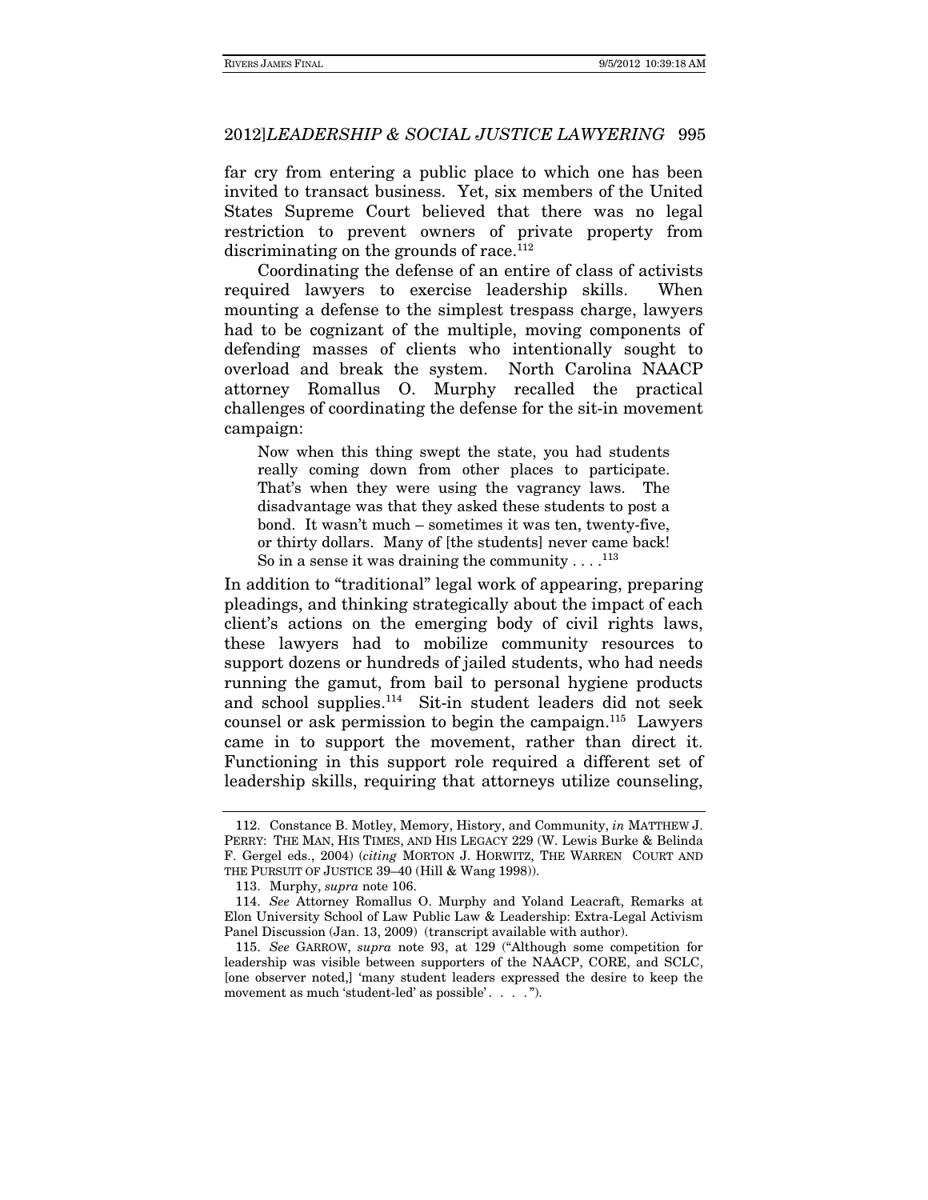far cry from entering a public place to which one has been invited to transact business. Yet, six members of the United States Supreme Court believed that there was no legal restriction to prevent owners of private property from discriminating on the grounds of race.[112]

Coordinating the defense of an entire of class of activists required lawyers to exercise leadership skills. When mounting a defense to the simplest trespass charge, lawyers had to be cognizant of the multiple, moving components of defending masses of clients who intentionally sought to overload and break the system. North Carolina NAACP attorney Romallus O. Murphy recalled the practical challenges of coordinating the defense for the sit-in movement campaign:

> Now when this thing swept the state, you had students really coming down from other places to participate. That's when they were using the vagrancy laws. The disadvantage was that they asked these students to post a bond. It wasn't much – sometimes it was ten, twenty-five, or thirty dollars. Many of [the students] never came back! So in a sense it was draining the community . . . .[113]

In addition to "traditional" legal work of appearing, preparing pleadings, and thinking strategically about the impact of each client's actions on the emerging body of civil rights laws, these lawyers had to mobilize community resources to support dozens or hundreds of jailed students, who had needs running the gamut, from bail to personal hygiene products and school supplies.[114] Sit-in student leaders did not seek counsel or ask permission to begin the campaign.[115] Lawyers came in to support the movement, rather than direct it. Functioning in this support role required a different set of leadership skills, requiring that attorneys utilize counseling,

---

112. Constance B. Motley, Memory, History, and Community, *in* MATTHEW J. PERRY: THE MAN, HIS TIMES, AND HIS LEGACY 229 (W. Lewis Burke & Belinda F. Gergel eds., 2004) (*citing* MORTON J. HORWITZ, THE WARREN COURT AND THE PURSUIT OF JUSTICE 39–40 (Hill & Wang 1998)).

113. Murphy, *supra* note 106.

114. *See* Attorney Romallus O. Murphy and Yoland Leacraft, Remarks at Elon University School of Law Public Law & Leadership: Extra-Legal Activism Panel Discussion (Jan. 13, 2009) (transcript available with author).

115. *See* GARROW, *supra* note 93, at 129 ("Although some competition for leadership was visible between supporters of the NAACP, CORE, and SCLC, [one observer noted,] 'many student leaders expressed the desire to keep the movement as much 'student-led' as possible'. . . . .").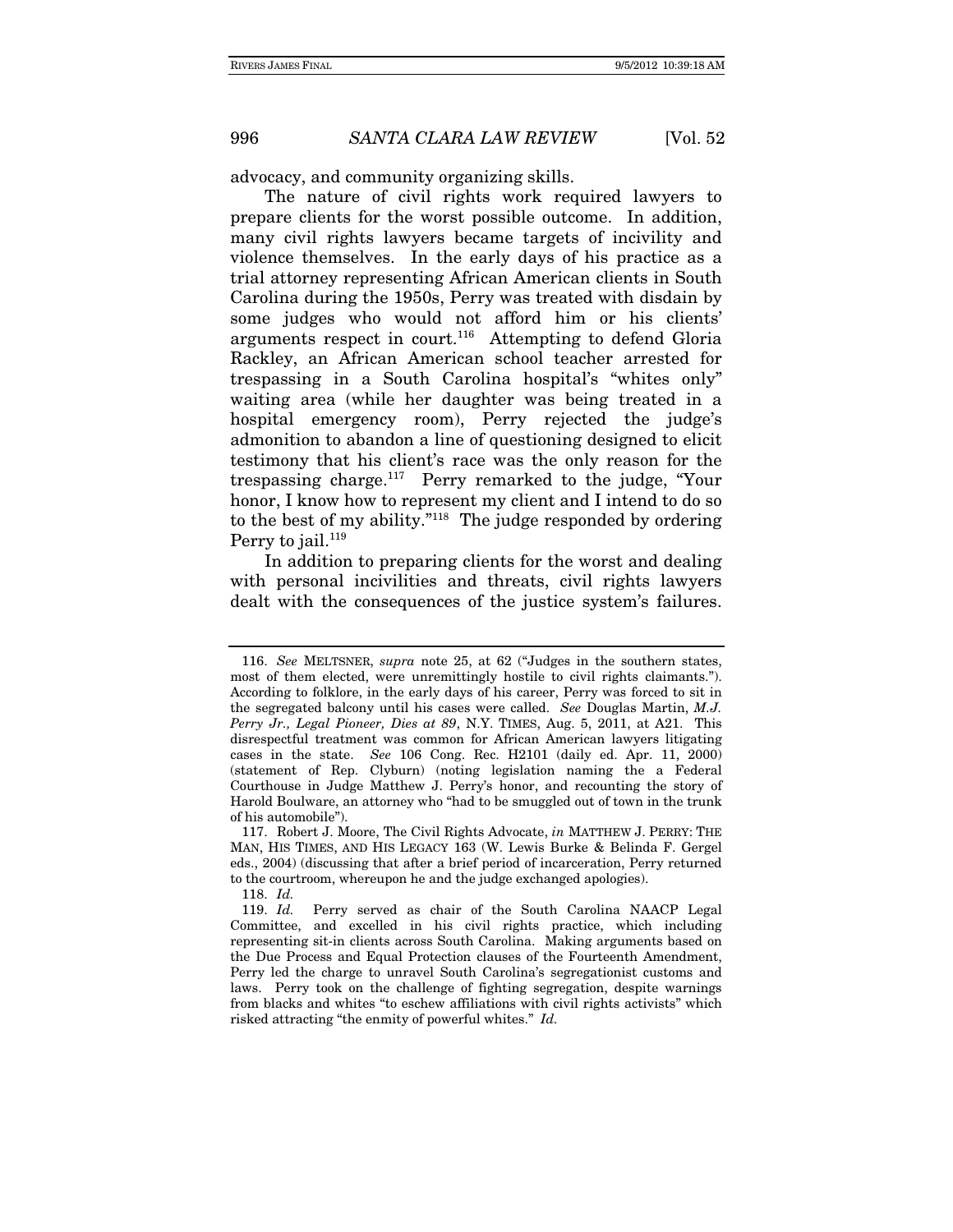advocacy, and community organizing skills.

The nature of civil rights work required lawyers to prepare clients for the worst possible outcome. In addition, many civil rights lawyers became targets of incivility and violence themselves. In the early days of his practice as a trial attorney representing African American clients in South Carolina during the 1950s, Perry was treated with disdain by some judges who would not afford him or his clients' arguments respect in court.[116] Attempting to defend Gloria Rackley, an African American school teacher arrested for trespassing in a South Carolina hospital's "whites only" waiting area (while her daughter was being treated in a hospital emergency room), Perry rejected the judge's admonition to abandon a line of questioning designed to elicit testimony that his client's race was the only reason for the trespassing charge.[117] Perry remarked to the judge, "Your honor, I know how to represent my client and I intend to do so to the best of my ability."[118] The judge responded by ordering Perry to jail.[119]

In addition to preparing clients for the worst and dealing with personal incivilities and threats, civil rights lawyers dealt with the consequences of the justice system's failures.

---

116. *See* MELTSNER, *supra* note 25, at 62 ("Judges in the southern states, most of them elected, were unremittingly hostile to civil rights claimants."). According to folklore, in the early days of his career, Perry was forced to sit in the segregated balcony until his cases were called. *See* Douglas Martin, *M.J. Perry Jr., Legal Pioneer, Dies at 89*, N.Y. TIMES, Aug. 5, 2011, at A21. This disrespectful treatment was common for African American lawyers litigating cases in the state. *See* 106 Cong. Rec. H2101 (daily ed. Apr. 11, 2000) (statement of Rep. Clyburn) (noting legislation naming the a Federal Courthouse in Judge Matthew J. Perry's honor, and recounting the story of Harold Boulware, an attorney who "had to be smuggled out of town in the trunk of his automobile").

117. Robert J. Moore, The Civil Rights Advocate, *in* MATTHEW J. PERRY: THE MAN, HIS TIMES, AND HIS LEGACY 163 (W. Lewis Burke & Belinda F. Gergel eds., 2004) (discussing that after a brief period of incarceration, Perry returned to the courtroom, whereupon he and the judge exchanged apologies).

118. *Id.*

119. *Id.* Perry served as chair of the South Carolina NAACP Legal Committee, and excelled in his civil rights practice, which including representing sit-in clients across South Carolina. Making arguments based on the Due Process and Equal Protection clauses of the Fourteenth Amendment, Perry led the charge to unravel South Carolina's segregationist customs and laws. Perry took on the challenge of fighting segregation, despite warnings from blacks and whites "to eschew affiliations with civil rights activists" which risked attracting "the enmity of powerful whites." *Id.*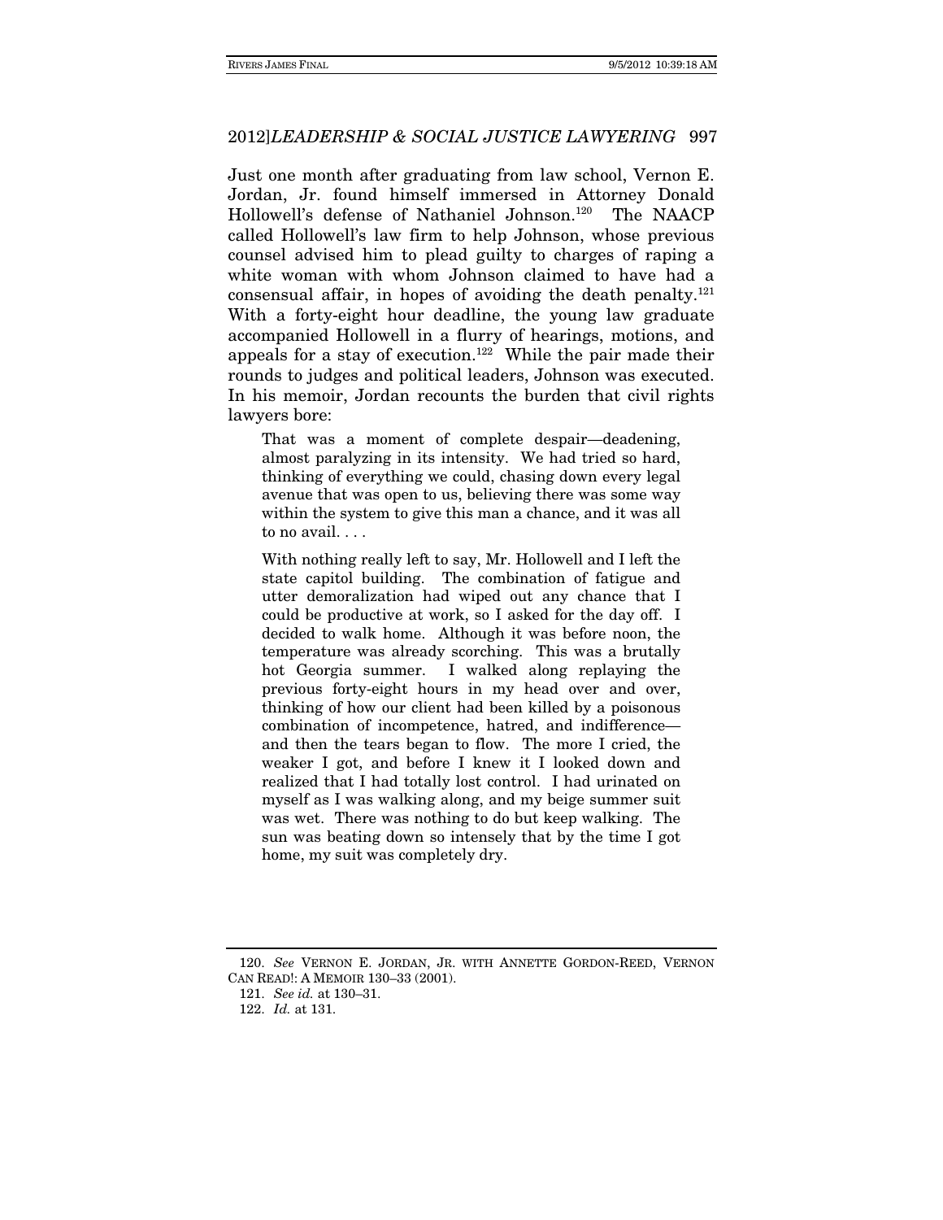Just one month after graduating from law school, Vernon E. Jordan, Jr. found himself immersed in Attorney Donald Hollowell's defense of Nathaniel Johnson.[120] The NAACP called Hollowell's law firm to help Johnson, whose previous counsel advised him to plead guilty to charges of raping a white woman with whom Johnson claimed to have had a consensual affair, in hopes of avoiding the death penalty.[121] With a forty-eight hour deadline, the young law graduate accompanied Hollowell in a flurry of hearings, motions, and appeals for a stay of execution.[122] While the pair made their rounds to judges and political leaders, Johnson was executed. In his memoir, Jordan recounts the burden that civil rights lawyers bore:

> That was a moment of complete despair—deadening, almost paralyzing in its intensity. We had tried so hard, thinking of everything we could, chasing down every legal avenue that was open to us, believing there was some way within the system to give this man a chance, and it was all to no avail. . . .
>
> With nothing really left to say, Mr. Hollowell and I left the state capitol building. The combination of fatigue and utter demoralization had wiped out any chance that I could be productive at work, so I asked for the day off. I decided to walk home. Although it was before noon, the temperature was already scorching. This was a brutally hot Georgia summer. I walked along replaying the previous forty-eight hours in my head over and over, thinking of how our client had been killed by a poisonous combination of incompetence, hatred, and indifference—and then the tears began to flow. The more I cried, the weaker I got, and before I knew it I looked down and realized that I had totally lost control. I had urinated on myself as I was walking along, and my beige summer suit was wet. There was nothing to do but keep walking. The sun was beating down so intensely that by the time I got home, my suit was completely dry.

---

120. *See* VERNON E. JORDAN, JR. WITH ANNETTE GORDON-REED, VERNON CAN READ!: A MEMOIR 130–33 (2001).

121. *See id.* at 130–31.

122. *Id.* at 131.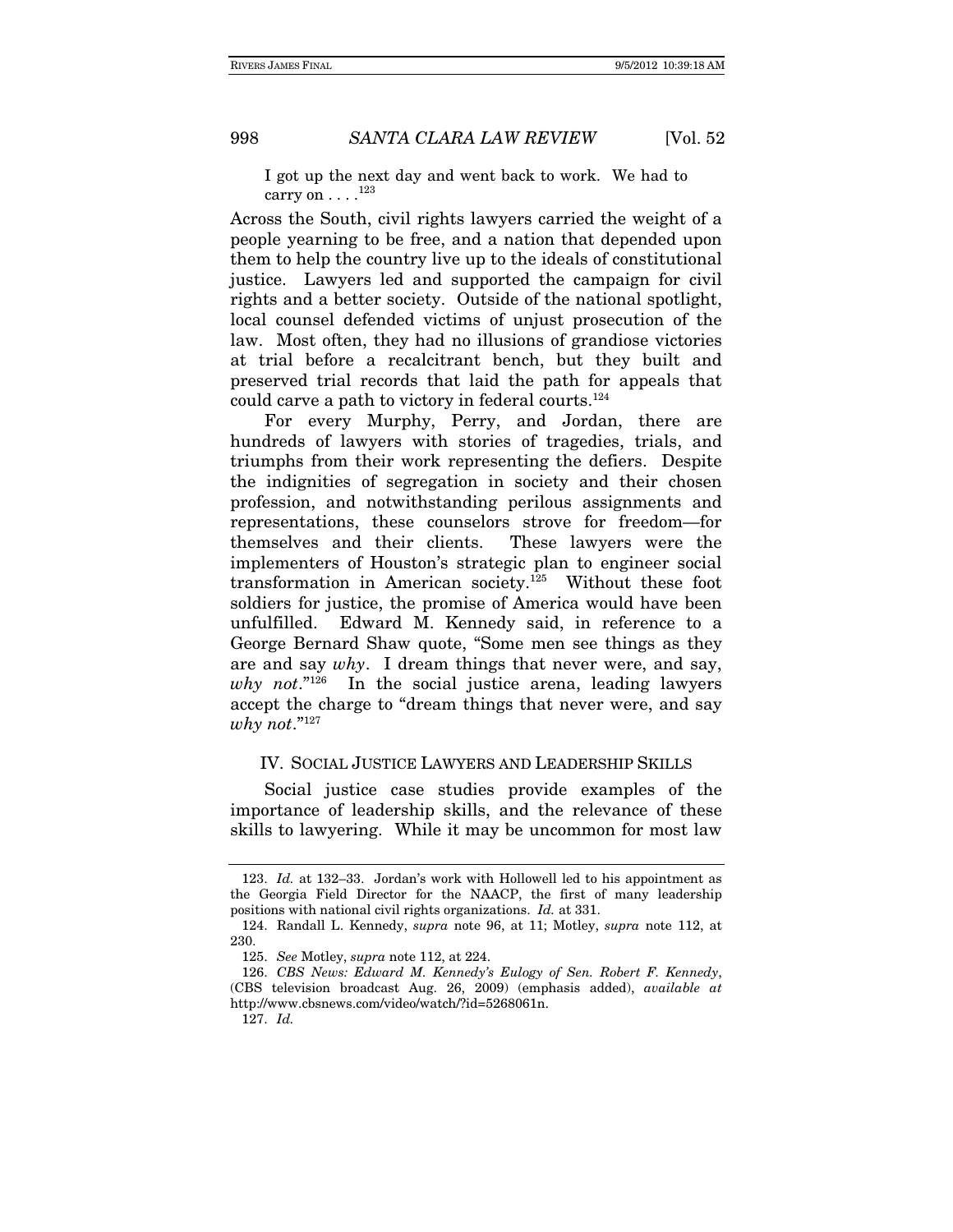> I got up the next day and went back to work. We had to carry on . . . .[123]

Across the South, civil rights lawyers carried the weight of a people yearning to be free, and a nation that depended upon them to help the country live up to the ideals of constitutional justice. Lawyers led and supported the campaign for civil rights and a better society. Outside of the national spotlight, local counsel defended victims of unjust prosecution of the law. Most often, they had no illusions of grandiose victories at trial before a recalcitrant bench, but they built and preserved trial records that laid the path for appeals that could carve a path to victory in federal courts.[124]

For every Murphy, Perry, and Jordan, there are hundreds of lawyers with stories of tragedies, trials, and triumphs from their work representing the defiers. Despite the indignities of segregation in society and their chosen profession, and notwithstanding perilous assignments and representations, these counselors strove for freedom—for themselves and their clients. These lawyers were the implementers of Houston's strategic plan to engineer social transformation in American society.[125] Without these foot soldiers for justice, the promise of America would have been unfulfilled. Edward M. Kennedy said, in reference to a George Bernard Shaw quote, "Some men see things as they are and say *why*. I dream things that never were, and say, *why not*."[126] In the social justice arena, leading lawyers accept the charge to "dream things that never were, and say *why not*."[127]

## IV. SOCIAL JUSTICE LAWYERS AND LEADERSHIP SKILLS

Social justice case studies provide examples of the importance of leadership skills, and the relevance of these skills to lawyering. While it may be uncommon for most law

---

123. *Id.* at 132–33. Jordan's work with Hollowell led to his appointment as the Georgia Field Director for the NAACP, the first of many leadership positions with national civil rights organizations. *Id.* at 331.

124. Randall L. Kennedy, *supra* note 96, at 11; Motley, *supra* note 112, at 230.

125. *See* Motley, *supra* note 112, at 224.

126. *CBS News: Edward M. Kennedy's Eulogy of Sen. Robert F. Kennedy*, (CBS television broadcast Aug. 26, 2009) (emphasis added), *available at* http://www.cbsnews.com/video/watch/?id=5268061n.

127. *Id.*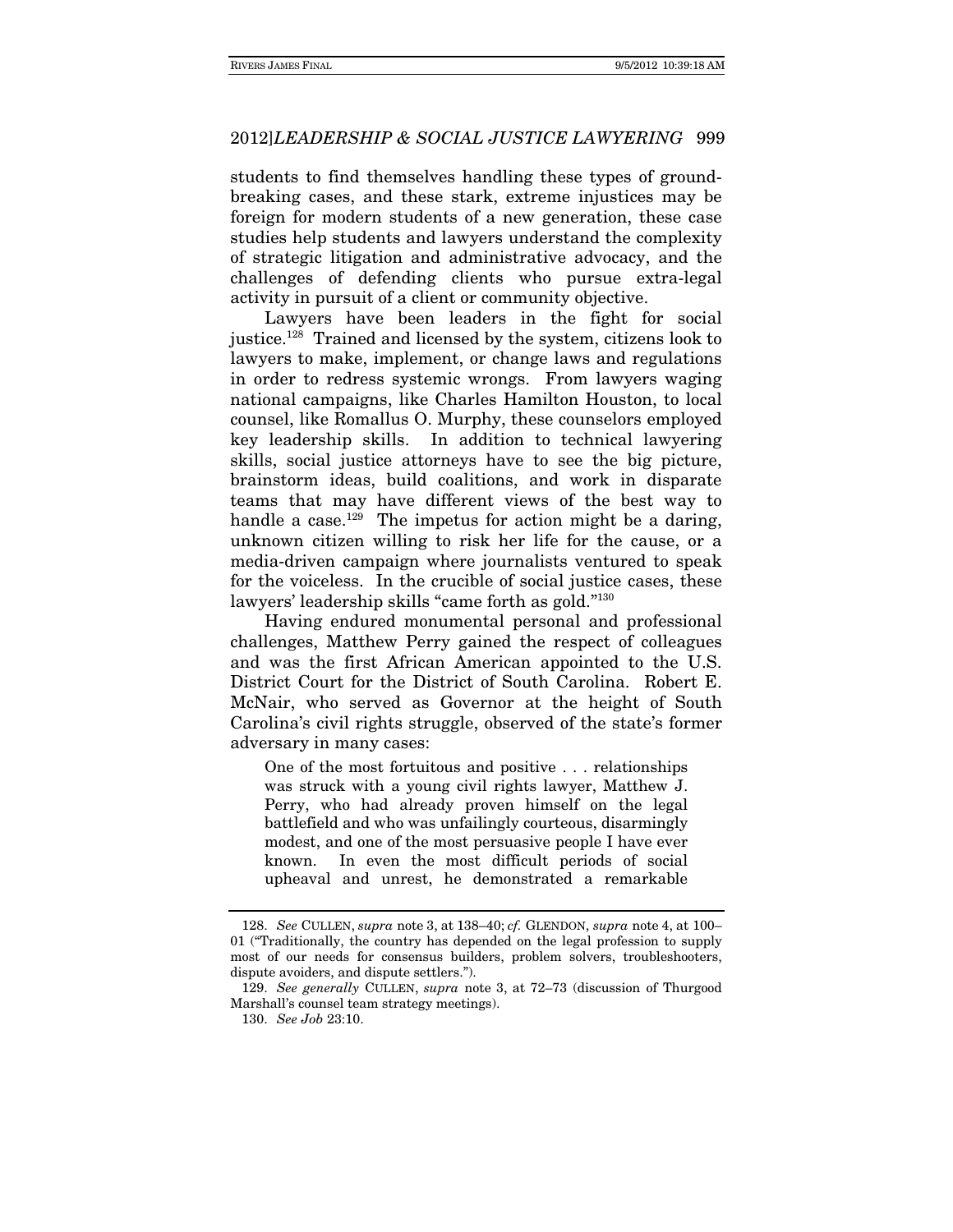students to find themselves handling these types of ground-breaking cases, and these stark, extreme injustices may be foreign for modern students of a new generation, these case studies help students and lawyers understand the complexity of strategic litigation and administrative advocacy, and the challenges of defending clients who pursue extra-legal activity in pursuit of a client or community objective.

Lawyers have been leaders in the fight for social justice.[128] Trained and licensed by the system, citizens look to lawyers to make, implement, or change laws and regulations in order to redress systemic wrongs. From lawyers waging national campaigns, like Charles Hamilton Houston, to local counsel, like Romallus O. Murphy, these counselors employed key leadership skills. In addition to technical lawyering skills, social justice attorneys have to see the big picture, brainstorm ideas, build coalitions, and work in disparate teams that may have different views of the best way to handle a case.[129] The impetus for action might be a daring, unknown citizen willing to risk her life for the cause, or a media-driven campaign where journalists ventured to speak for the voiceless. In the crucible of social justice cases, these lawyers' leadership skills "came forth as gold."[130]

Having endured monumental personal and professional challenges, Matthew Perry gained the respect of colleagues and was the first African American appointed to the U.S. District Court for the District of South Carolina. Robert E. McNair, who served as Governor at the height of South Carolina's civil rights struggle, observed of the state's former adversary in many cases:

> One of the most fortuitous and positive . . . relationships was struck with a young civil rights lawyer, Matthew J. Perry, who had already proven himself on the legal battlefield and who was unfailingly courteous, disarmingly modest, and one of the most persuasive people I have ever known. In even the most difficult periods of social upheaval and unrest, he demonstrated a remarkable

---

128. *See* CULLEN, *supra* note 3, at 138–40; *cf.* GLENDON, *supra* note 4, at 100–01 ("Traditionally, the country has depended on the legal profession to supply most of our needs for consensus builders, problem solvers, troubleshooters, dispute avoiders, and dispute settlers.").

129. *See generally* CULLEN, *supra* note 3, at 72–73 (discussion of Thurgood Marshall's counsel team strategy meetings).

130. *See Job* 23:10.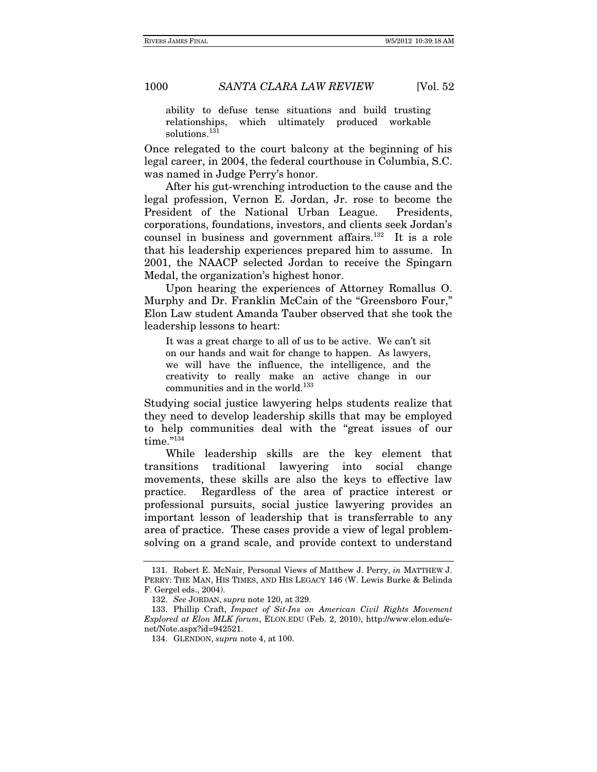> ability to defuse tense situations and build trusting relationships, which ultimately produced workable solutions.[131]

Once relegated to the court balcony at the beginning of his legal career, in 2004, the federal courthouse in Columbia, S.C. was named in Judge Perry's honor.

After his gut-wrenching introduction to the cause and the legal profession, Vernon E. Jordan, Jr. rose to become the President of the National Urban League. Presidents, corporations, foundations, investors, and clients seek Jordan's counsel in business and government affairs.[132] It is a role that his leadership experiences prepared him to assume. In 2001, the NAACP selected Jordan to receive the Spingarn Medal, the organization's highest honor.

Upon hearing the experiences of Attorney Romallus O. Murphy and Dr. Franklin McCain of the "Greensboro Four," Elon Law student Amanda Tauber observed that she took the leadership lessons to heart:

> It was a great charge to all of us to be active. We can't sit on our hands and wait for change to happen. As lawyers, we will have the influence, the intelligence, and the creativity to really make an active change in our communities and in the world.[133]

Studying social justice lawyering helps students realize that they need to develop leadership skills that may be employed to help communities deal with the "great issues of our time."[134]

While leadership skills are the key element that transitions traditional lawyering into social change movements, these skills are also the keys to effective law practice. Regardless of the area of practice interest or professional pursuits, social justice lawyering provides an important lesson of leadership that is transferrable to any area of practice. These cases provide a view of legal problem-solving on a grand scale, and provide context to understand

---

131. Robert E. McNair, Personal Views of Matthew J. Perry, *in* MATTHEW J. PERRY: THE MAN, HIS TIMES, AND HIS LEGACY 146 (W. Lewis Burke & Belinda F. Gergel eds., 2004).

132. *See* JORDAN, *supra* note 120, at 329.

133. Phillip Craft, *Impact of Sit-Ins on American Civil Rights Movement Explored at Elon MLK forum*, ELON.EDU (Feb. 2, 2010), http://www.elon.edu/e-net/Note.aspx?id=942521.

134. GLENDON, *supra* note 4, at 100.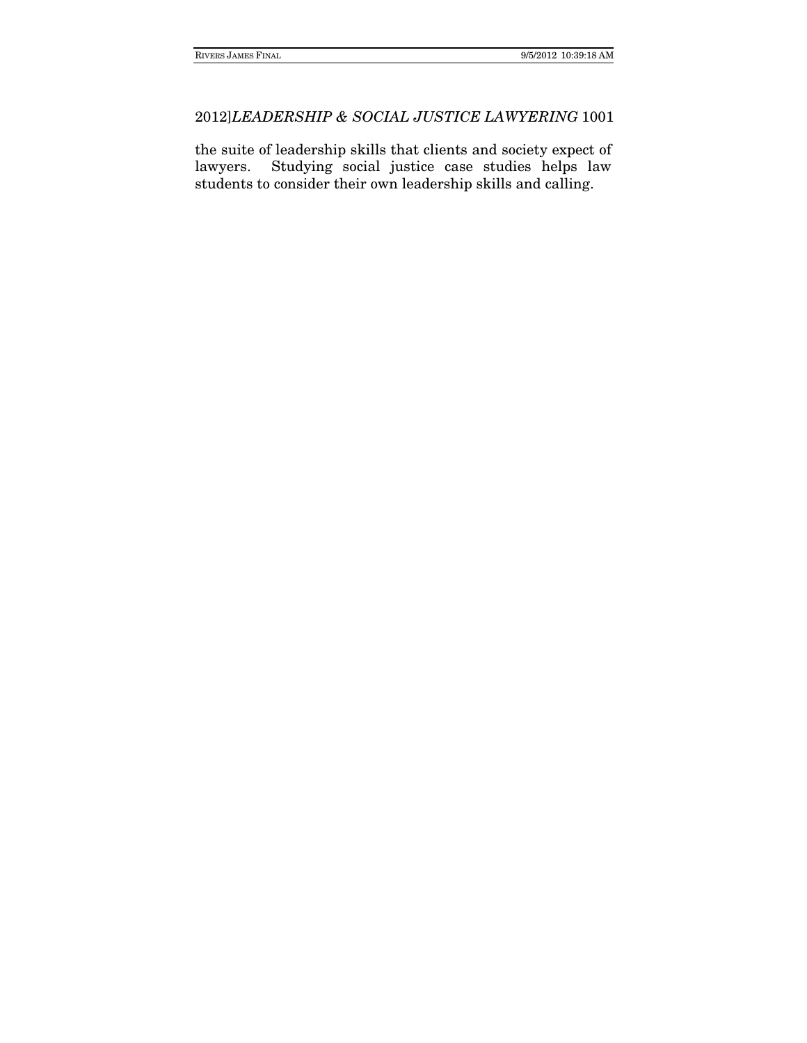the suite of leadership skills that clients and society expect of lawyers. Studying social justice case studies helps law students to consider their own leadership skills and calling.